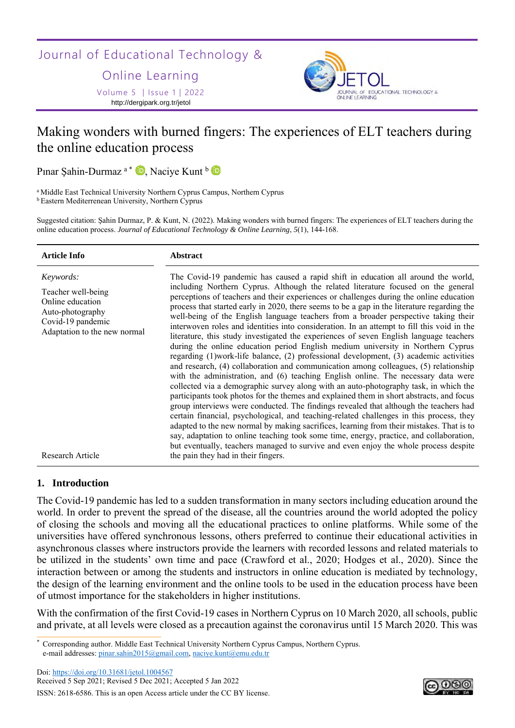# Making wonders with burned fingers: The experiences of ELT teachers during the online education process

Pınar Şahin-Durmaz [a*], Naciye Kunt [b]

[a] Middle East Technical University Northern Cyprus Campus, Northern Cyprus
[b] Eastern Mediterrenean University, Northern Cyprus

Suggested citation: Şahin Durmaz, P. & Kunt, N. (2022). Making wonders with burned fingers: The experiences of ELT teachers during the online education process. *Journal of Educational Technology & Online Learning*, *5*(1), 144-168.

**Article Info**

*Keywords:*

Teacher well-being
Online education
Auto-photography
Covid-19 pandemic
Adaptation to the new normal

Research Article

**Abstract**

The Covid-19 pandemic has caused a rapid shift in education all around the world, including Northern Cyprus. Although the related literature focused on the general perceptions of teachers and their experiences or challenges during the online education process that started early in 2020, there seems to be a gap in the literature regarding the well-being of the English language teachers from a broader perspective taking their interwoven roles and identities into consideration. In an attempt to fill this void in the literature, this study investigated the experiences of seven English language teachers during the online education period English medium university in Northern Cyprus regarding (1)work-life balance, (2) professional development, (3) academic activities and research, (4) collaboration and communication among colleagues, (5) relationship with the administration, and (6) teaching English online. The necessary data were collected via a demographic survey along with an auto-photography task, in which the participants took photos for the themes and explained them in short abstracts, and focus group interviews were conducted. The findings revealed that although the teachers had certain financial, psychological, and teaching-related challenges in this process, they adapted to the new normal by making sacrifices, learning from their mistakes. That is to say, adaptation to online teaching took some time, energy, practice, and collaboration, but eventually, teachers managed to survive and even enjoy the whole process despite the pain they had in their fingers.

## 1. Introduction

The Covid-19 pandemic has led to a sudden transformation in many sectors including education around the world. In order to prevent the spread of the disease, all the countries around the world adopted the policy of closing the schools and moving all the educational practices to online platforms. While some of the universities have offered synchronous lessons, others preferred to continue their educational activities in asynchronous classes where instructors provide the learners with recorded lessons and related materials to be utilized in the students' own time and pace (Crawford et al., 2020; Hodges et al., 2020). Since the interaction between or among the students and instructors in online education is mediated by technology, the design of the learning environment and the online tools to be used in the education process have been of utmost importance for the stakeholders in higher institutions.

With the confirmation of the first Covid-19 cases in Northern Cyprus on 10 March 2020, all schools, public and private, at all levels were closed as a precaution against the coronavirus until 15 March 2020. This was

---

[*] Corresponding author. Middle East Technical University Northern Cyprus Campus, Northern Cyprus.
e-mail addresses: pinar.sahin2015@gmail.com, naciye.kunt@emu.edu.tr

Doi: https://doi.org/10.31681/jetol.1004567
Received 5 Sep 2021; Revised 5 Dec 2021; Accepted 5 Jan 2022

ISSN: 2618-6586. This is an open Access article under the CC BY license.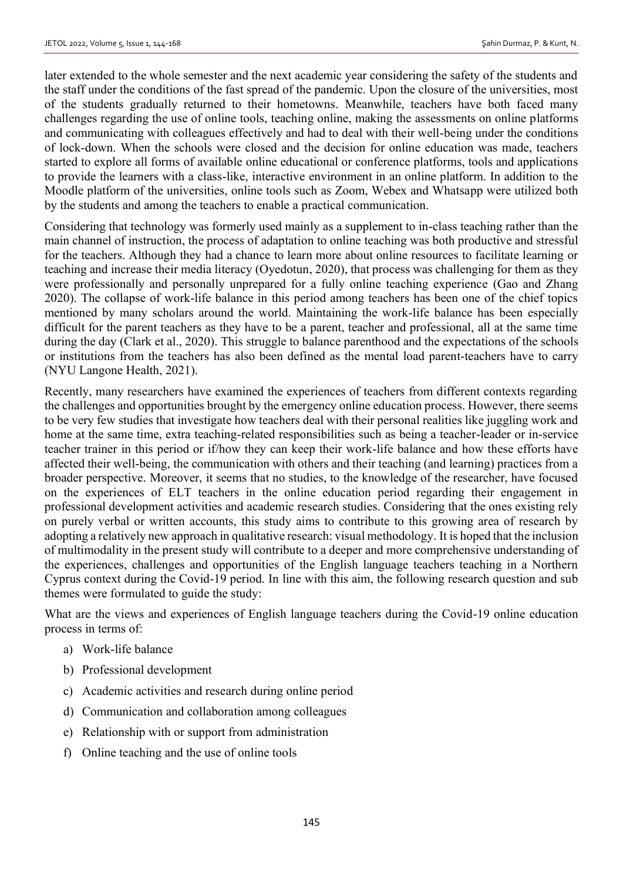later extended to the whole semester and the next academic year considering the safety of the students and the staff under the conditions of the fast spread of the pandemic. Upon the closure of the universities, most of the students gradually returned to their hometowns. Meanwhile, teachers have both faced many challenges regarding the use of online tools, teaching online, making the assessments on online platforms and communicating with colleagues effectively and had to deal with their well-being under the conditions of lock-down. When the schools were closed and the decision for online education was made, teachers started to explore all forms of available online educational or conference platforms, tools and applications to provide the learners with a class-like, interactive environment in an online platform. In addition to the Moodle platform of the universities, online tools such as Zoom, Webex and Whatsapp were utilized both by the students and among the teachers to enable a practical communication.

Considering that technology was formerly used mainly as a supplement to in-class teaching rather than the main channel of instruction, the process of adaptation to online teaching was both productive and stressful for the teachers. Although they had a chance to learn more about online resources to facilitate learning or teaching and increase their media literacy (Oyedotun, 2020), that process was challenging for them as they were professionally and personally unprepared for a fully online teaching experience (Gao and Zhang 2020). The collapse of work-life balance in this period among teachers has been one of the chief topics mentioned by many scholars around the world. Maintaining the work-life balance has been especially difficult for the parent teachers as they have to be a parent, teacher and professional, all at the same time during the day (Clark et al., 2020). This struggle to balance parenthood and the expectations of the schools or institutions from the teachers has also been defined as the mental load parent-teachers have to carry (NYU Langone Health, 2021).

Recently, many researchers have examined the experiences of teachers from different contexts regarding the challenges and opportunities brought by the emergency online education process. However, there seems to be very few studies that investigate how teachers deal with their personal realities like juggling work and home at the same time, extra teaching-related responsibilities such as being a teacher-leader or in-service teacher trainer in this period or if/how they can keep their work-life balance and how these efforts have affected their well-being, the communication with others and their teaching (and learning) practices from a broader perspective. Moreover, it seems that no studies, to the knowledge of the researcher, have focused on the experiences of ELT teachers in the online education period regarding their engagement in professional development activities and academic research studies. Considering that the ones existing rely on purely verbal or written accounts, this study aims to contribute to this growing area of research by adopting a relatively new approach in qualitative research: visual methodology. It is hoped that the inclusion of multimodality in the present study will contribute to a deeper and more comprehensive understanding of the experiences, challenges and opportunities of the English language teachers teaching in a Northern Cyprus context during the Covid-19 period. In line with this aim, the following research question and sub themes were formulated to guide the study:

What are the views and experiences of English language teachers during the Covid-19 online education process in terms of:

a) Work-life balance
b) Professional development
c) Academic activities and research during online period
d) Communication and collaboration among colleagues
e) Relationship with or support from administration
f) Online teaching and the use of online tools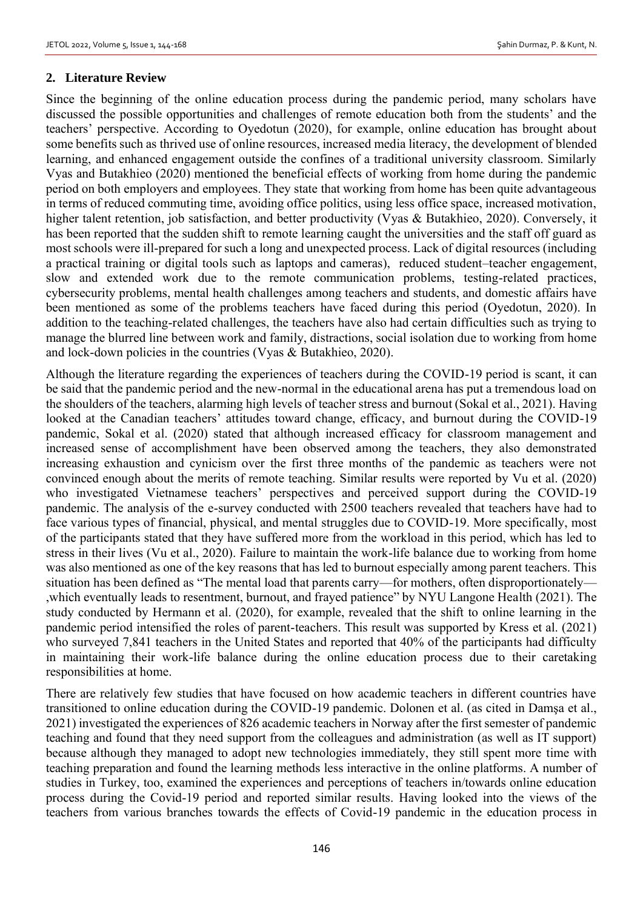## 2. Literature Review

Since the beginning of the online education process during the pandemic period, many scholars have discussed the possible opportunities and challenges of remote education both from the students' and the teachers' perspective. According to Oyedotun (2020), for example, online education has brought about some benefits such as thrived use of online resources, increased media literacy, the development of blended learning, and enhanced engagement outside the confines of a traditional university classroom. Similarly Vyas and Butakhieo (2020) mentioned the beneficial effects of working from home during the pandemic period on both employers and employees. They state that working from home has been quite advantageous in terms of reduced commuting time, avoiding office politics, using less office space, increased motivation, higher talent retention, job satisfaction, and better productivity (Vyas & Butakhieo, 2020). Conversely, it has been reported that the sudden shift to remote learning caught the universities and the staff off guard as most schools were ill-prepared for such a long and unexpected process. Lack of digital resources (including a practical training or digital tools such as laptops and cameras), reduced student–teacher engagement, slow and extended work due to the remote communication problems, testing-related practices, cybersecurity problems, mental health challenges among teachers and students, and domestic affairs have been mentioned as some of the problems teachers have faced during this period (Oyedotun, 2020). In addition to the teaching-related challenges, the teachers have also had certain difficulties such as trying to manage the blurred line between work and family, distractions, social isolation due to working from home and lock-down policies in the countries (Vyas & Butakhieo, 2020).

Although the literature regarding the experiences of teachers during the COVID-19 period is scant, it can be said that the pandemic period and the new-normal in the educational arena has put a tremendous load on the shoulders of the teachers, alarming high levels of teacher stress and burnout (Sokal et al., 2021). Having looked at the Canadian teachers' attitudes toward change, efficacy, and burnout during the COVID-19 pandemic, Sokal et al. (2020) stated that although increased efficacy for classroom management and increased sense of accomplishment have been observed among the teachers, they also demonstrated increasing exhaustion and cynicism over the first three months of the pandemic as teachers were not convinced enough about the merits of remote teaching. Similar results were reported by Vu et al. (2020) who investigated Vietnamese teachers' perspectives and perceived support during the COVID-19 pandemic. The analysis of the e-survey conducted with 2500 teachers revealed that teachers have had to face various types of financial, physical, and mental struggles due to COVID-19. More specifically, most of the participants stated that they have suffered more from the workload in this period, which has led to stress in their lives (Vu et al., 2020). Failure to maintain the work-life balance due to working from home was also mentioned as one of the key reasons that has led to burnout especially among parent teachers. This situation has been defined as "The mental load that parents carry—for mothers, often disproportionately—,which eventually leads to resentment, burnout, and frayed patience" by NYU Langone Health (2021). The study conducted by Hermann et al. (2020), for example, revealed that the shift to online learning in the pandemic period intensified the roles of parent-teachers. This result was supported by Kress et al. (2021) who surveyed 7,841 teachers in the United States and reported that 40% of the participants had difficulty in maintaining their work-life balance during the online education process due to their caretaking responsibilities at home.

There are relatively few studies that have focused on how academic teachers in different countries have transitioned to online education during the COVID-19 pandemic. Dolonen et al. (as cited in Damşa et al., 2021) investigated the experiences of 826 academic teachers in Norway after the first semester of pandemic teaching and found that they need support from the colleagues and administration (as well as IT support) because although they managed to adopt new technologies immediately, they still spent more time with teaching preparation and found the learning methods less interactive in the online platforms. A number of studies in Turkey, too, examined the experiences and perceptions of teachers in/towards online education process during the Covid-19 period and reported similar results. Having looked into the views of the teachers from various branches towards the effects of Covid-19 pandemic in the education process in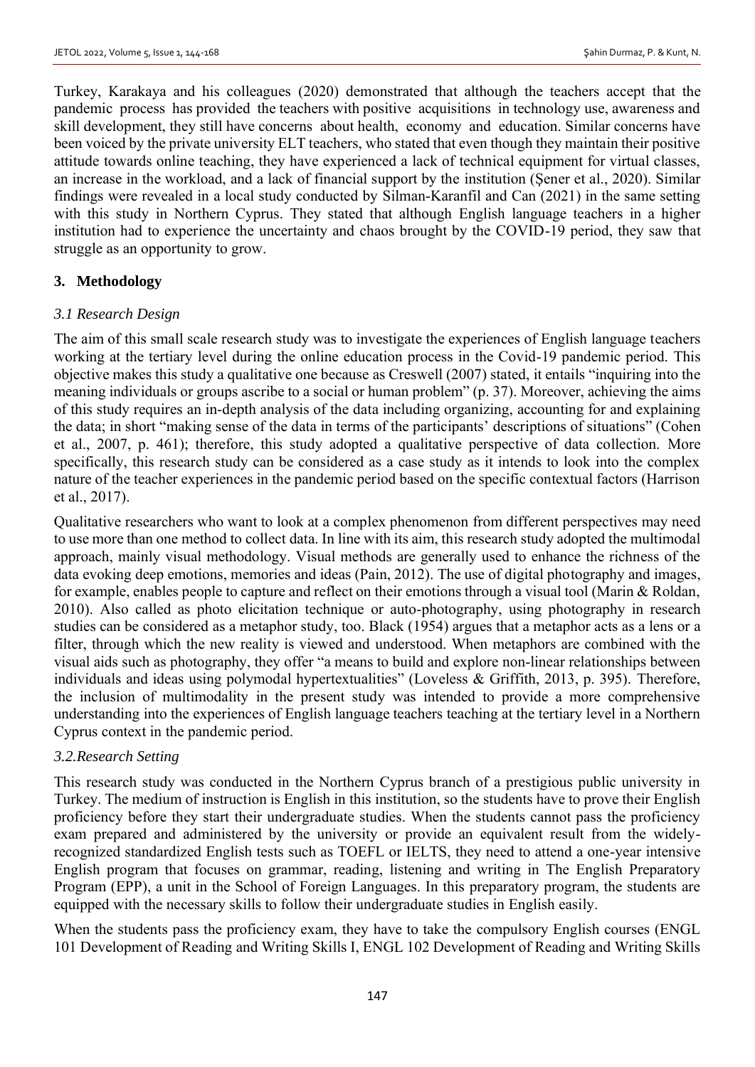Turkey, Karakaya and his colleagues (2020) demonstrated that although the teachers accept that the pandemic process has provided the teachers with positive acquisitions in technology use, awareness and skill development, they still have concerns about health, economy and education. Similar concerns have been voiced by the private university ELT teachers, who stated that even though they maintain their positive attitude towards online teaching, they have experienced a lack of technical equipment for virtual classes, an increase in the workload, and a lack of financial support by the institution (Şener et al., 2020). Similar findings were revealed in a local study conducted by Silman-Karanfil and Can (2021) in the same setting with this study in Northern Cyprus. They stated that although English language teachers in a higher institution had to experience the uncertainty and chaos brought by the COVID-19 period, they saw that struggle as an opportunity to grow.

## 3. Methodology

### *3.1 Research Design*

The aim of this small scale research study was to investigate the experiences of English language teachers working at the tertiary level during the online education process in the Covid-19 pandemic period. This objective makes this study a qualitative one because as Creswell (2007) stated, it entails "inquiring into the meaning individuals or groups ascribe to a social or human problem" (p. 37). Moreover, achieving the aims of this study requires an in-depth analysis of the data including organizing, accounting for and explaining the data; in short "making sense of the data in terms of the participants' descriptions of situations" (Cohen et al., 2007, p. 461); therefore, this study adopted a qualitative perspective of data collection. More specifically, this research study can be considered as a case study as it intends to look into the complex nature of the teacher experiences in the pandemic period based on the specific contextual factors (Harrison et al., 2017).

Qualitative researchers who want to look at a complex phenomenon from different perspectives may need to use more than one method to collect data. In line with its aim, this research study adopted the multimodal approach, mainly visual methodology. Visual methods are generally used to enhance the richness of the data evoking deep emotions, memories and ideas (Pain, 2012). The use of digital photography and images, for example, enables people to capture and reflect on their emotions through a visual tool (Marin & Roldan, 2010). Also called as photo elicitation technique or auto-photography, using photography in research studies can be considered as a metaphor study, too. Black (1954) argues that a metaphor acts as a lens or a filter, through which the new reality is viewed and understood. When metaphors are combined with the visual aids such as photography, they offer "a means to build and explore non-linear relationships between individuals and ideas using polymodal hypertextualities" (Loveless & Griffith, 2013, p. 395). Therefore, the inclusion of multimodality in the present study was intended to provide a more comprehensive understanding into the experiences of English language teachers teaching at the tertiary level in a Northern Cyprus context in the pandemic period.

### *3.2.Research Setting*

This research study was conducted in the Northern Cyprus branch of a prestigious public university in Turkey. The medium of instruction is English in this institution, so the students have to prove their English proficiency before they start their undergraduate studies. When the students cannot pass the proficiency exam prepared and administered by the university or provide an equivalent result from the widely-recognized standardized English tests such as TOEFL or IELTS, they need to attend a one-year intensive English program that focuses on grammar, reading, listening and writing in The English Preparatory Program (EPP), a unit in the School of Foreign Languages. In this preparatory program, the students are equipped with the necessary skills to follow their undergraduate studies in English easily.

When the students pass the proficiency exam, they have to take the compulsory English courses (ENGL 101 Development of Reading and Writing Skills I, ENGL 102 Development of Reading and Writing Skills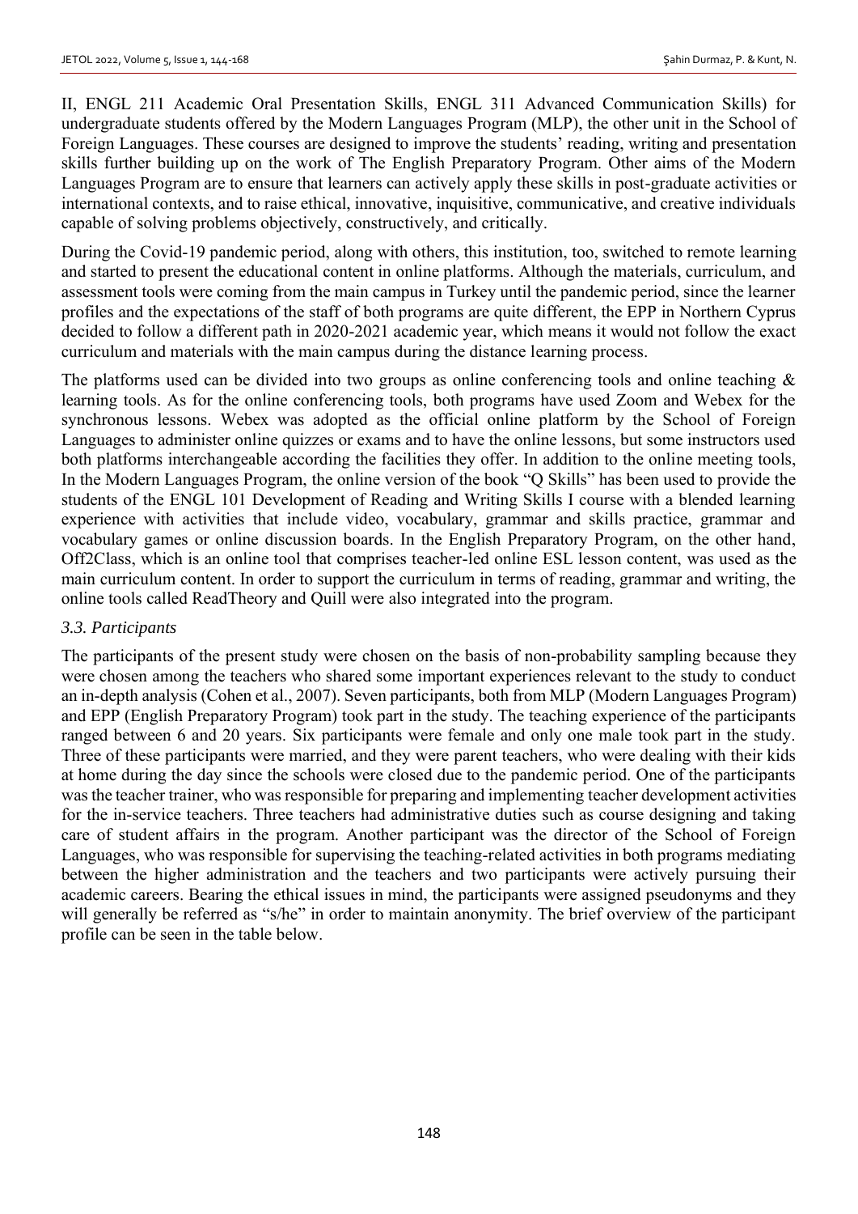II, ENGL 211 Academic Oral Presentation Skills, ENGL 311 Advanced Communication Skills) for undergraduate students offered by the Modern Languages Program (MLP), the other unit in the School of Foreign Languages. These courses are designed to improve the students' reading, writing and presentation skills further building up on the work of The English Preparatory Program. Other aims of the Modern Languages Program are to ensure that learners can actively apply these skills in post-graduate activities or international contexts, and to raise ethical, innovative, inquisitive, communicative, and creative individuals capable of solving problems objectively, constructively, and critically.

During the Covid-19 pandemic period, along with others, this institution, too, switched to remote learning and started to present the educational content in online platforms. Although the materials, curriculum, and assessment tools were coming from the main campus in Turkey until the pandemic period, since the learner profiles and the expectations of the staff of both programs are quite different, the EPP in Northern Cyprus decided to follow a different path in 2020-2021 academic year, which means it would not follow the exact curriculum and materials with the main campus during the distance learning process.

The platforms used can be divided into two groups as online conferencing tools and online teaching & learning tools. As for the online conferencing tools, both programs have used Zoom and Webex for the synchronous lessons. Webex was adopted as the official online platform by the School of Foreign Languages to administer online quizzes or exams and to have the online lessons, but some instructors used both platforms interchangeable according the facilities they offer. In addition to the online meeting tools, In the Modern Languages Program, the online version of the book "Q Skills" has been used to provide the students of the ENGL 101 Development of Reading and Writing Skills I course with a blended learning experience with activities that include video, vocabulary, grammar and skills practice, grammar and vocabulary games or online discussion boards. In the English Preparatory Program, on the other hand, Off2Class, which is an online tool that comprises teacher-led online ESL lesson content, was used as the main curriculum content. In order to support the curriculum in terms of reading, grammar and writing, the online tools called ReadTheory and Quill were also integrated into the program.

### *3.3. Participants*

The participants of the present study were chosen on the basis of non-probability sampling because they were chosen among the teachers who shared some important experiences relevant to the study to conduct an in-depth analysis (Cohen et al., 2007). Seven participants, both from MLP (Modern Languages Program) and EPP (English Preparatory Program) took part in the study. The teaching experience of the participants ranged between 6 and 20 years. Six participants were female and only one male took part in the study. Three of these participants were married, and they were parent teachers, who were dealing with their kids at home during the day since the schools were closed due to the pandemic period. One of the participants was the teacher trainer, who was responsible for preparing and implementing teacher development activities for the in-service teachers. Three teachers had administrative duties such as course designing and taking care of student affairs in the program. Another participant was the director of the School of Foreign Languages, who was responsible for supervising the teaching-related activities in both programs mediating between the higher administration and the teachers and two participants were actively pursuing their academic careers. Bearing the ethical issues in mind, the participants were assigned pseudonyms and they will generally be referred as "s/he" in order to maintain anonymity. The brief overview of the participant profile can be seen in the table below.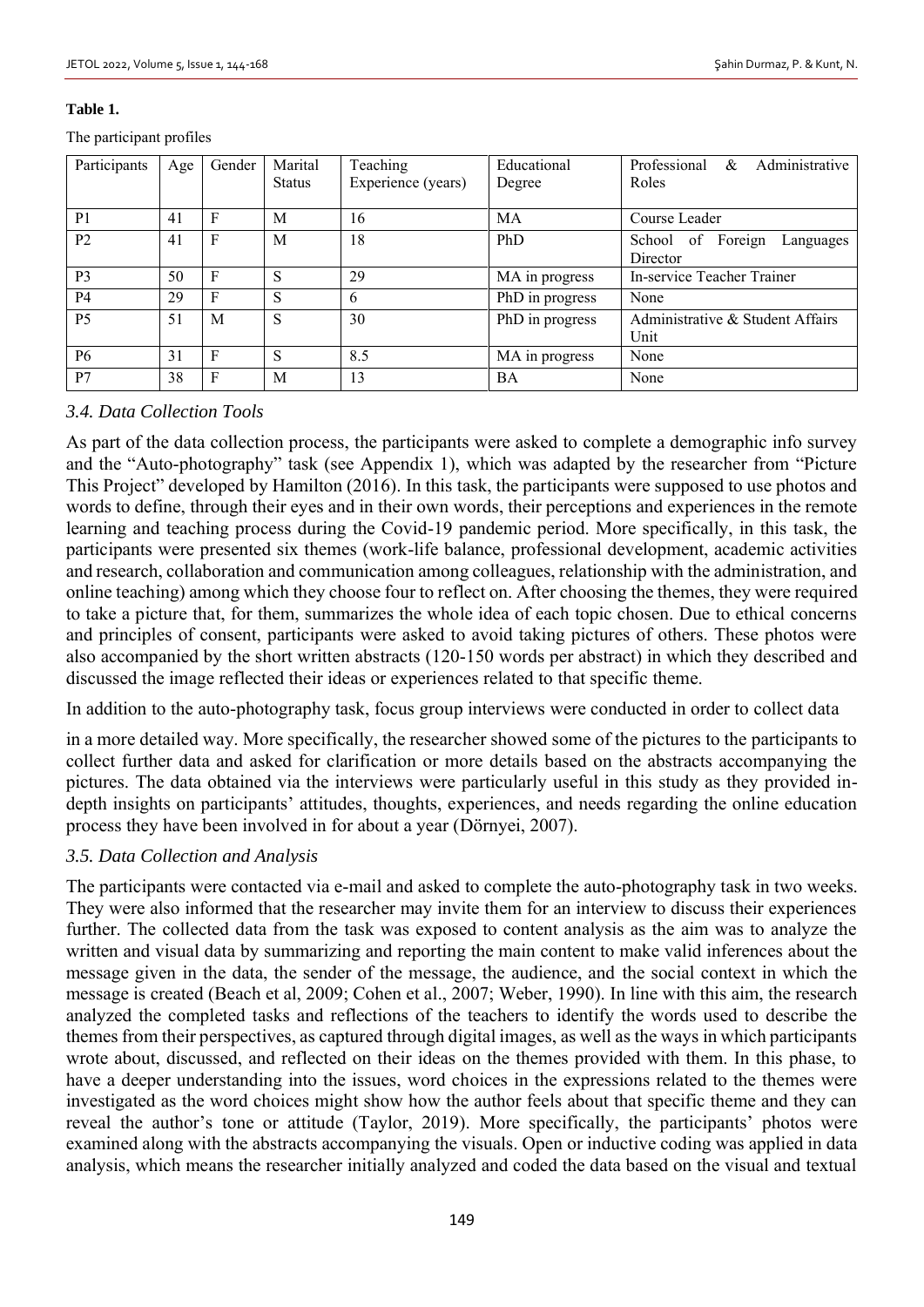**Table 1.**

The participant profiles

| Participants | Age | Gender | Marital Status | Teaching Experience (years) | Educational Degree | Professional & Administrative Roles |
|---|---|---|---|---|---|---|
| P1 | 41 | F | M | 16 | MA | Course Leader |
| P2 | 41 | F | M | 18 | PhD | School of Foreign Languages Director |
| P3 | 50 | F | S | 29 | MA in progress | In-service Teacher Trainer |
| P4 | 29 | F | S | 6 | PhD in progress | None |
| P5 | 51 | M | S | 30 | PhD in progress | Administrative & Student Affairs Unit |
| P6 | 31 | F | S | 8.5 | MA in progress | None |
| P7 | 38 | F | M | 13 | BA | None |

### *3.4. Data Collection Tools*

As part of the data collection process, the participants were asked to complete a demographic info survey and the "Auto-photography" task (see Appendix 1), which was adapted by the researcher from "Picture This Project" developed by Hamilton (2016). In this task, the participants were supposed to use photos and words to define, through their eyes and in their own words, their perceptions and experiences in the remote learning and teaching process during the Covid-19 pandemic period. More specifically, in this task, the participants were presented six themes (work-life balance, professional development, academic activities and research, collaboration and communication among colleagues, relationship with the administration, and online teaching) among which they choose four to reflect on. After choosing the themes, they were required to take a picture that, for them, summarizes the whole idea of each topic chosen. Due to ethical concerns and principles of consent, participants were asked to avoid taking pictures of others. These photos were also accompanied by the short written abstracts (120-150 words per abstract) in which they described and discussed the image reflected their ideas or experiences related to that specific theme.

In addition to the auto-photography task, focus group interviews were conducted in order to collect data in a more detailed way. More specifically, the researcher showed some of the pictures to the participants to collect further data and asked for clarification or more details based on the abstracts accompanying the pictures. The data obtained via the interviews were particularly useful in this study as they provided in-depth insights on participants' attitudes, thoughts, experiences, and needs regarding the online education process they have been involved in for about a year (Dörnyei, 2007).

### *3.5. Data Collection and Analysis*

The participants were contacted via e-mail and asked to complete the auto-photography task in two weeks. They were also informed that the researcher may invite them for an interview to discuss their experiences further. The collected data from the task was exposed to content analysis as the aim was to analyze the written and visual data by summarizing and reporting the main content to make valid inferences about the message given in the data, the sender of the message, the audience, and the social context in which the message is created (Beach et al, 2009; Cohen et al., 2007; Weber, 1990). In line with this aim, the research analyzed the completed tasks and reflections of the teachers to identify the words used to describe the themes from their perspectives, as captured through digital images, as well as the ways in which participants wrote about, discussed, and reflected on their ideas on the themes provided with them. In this phase, to have a deeper understanding into the issues, word choices in the expressions related to the themes were investigated as the word choices might show how the author feels about that specific theme and they can reveal the author's tone or attitude (Taylor, 2019). More specifically, the participants' photos were examined along with the abstracts accompanying the visuals. Open or inductive coding was applied in data analysis, which means the researcher initially analyzed and coded the data based on the visual and textual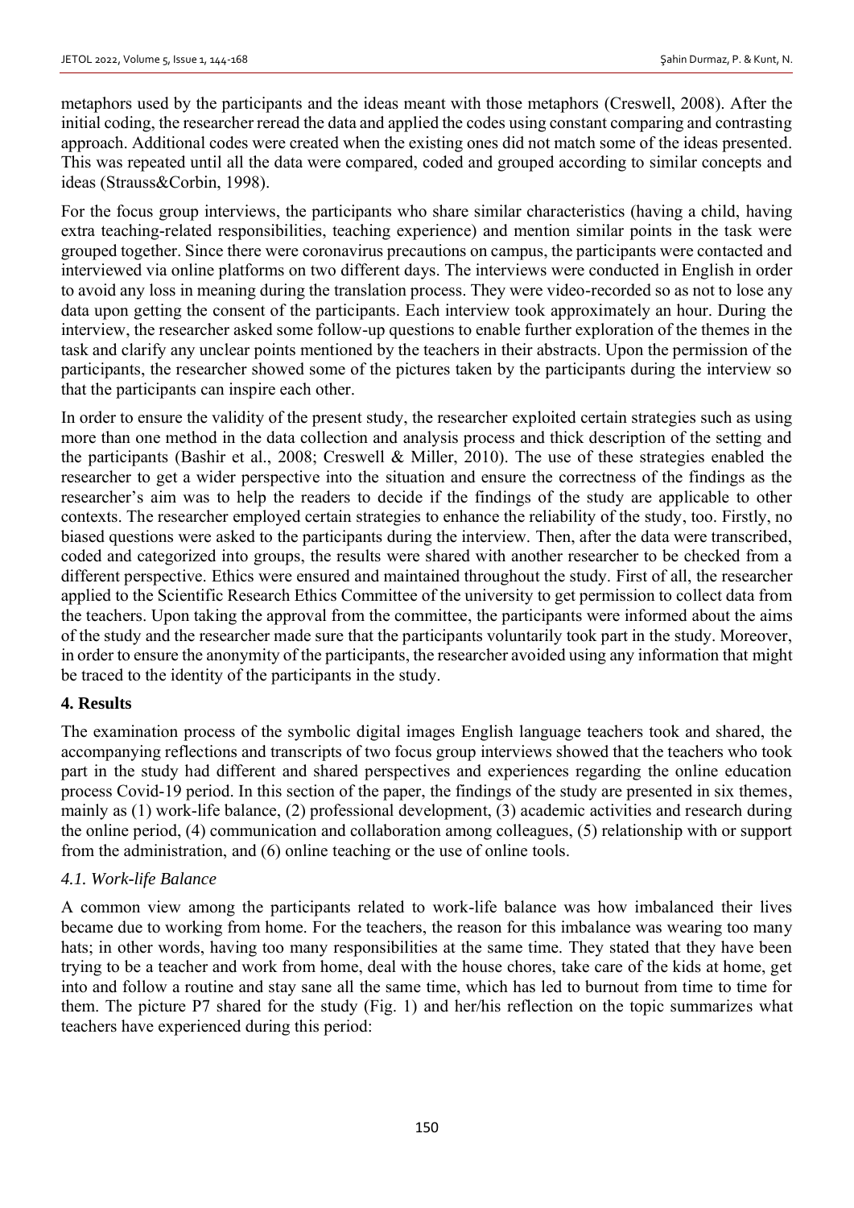metaphors used by the participants and the ideas meant with those metaphors (Creswell, 2008). After the initial coding, the researcher reread the data and applied the codes using constant comparing and contrasting approach. Additional codes were created when the existing ones did not match some of the ideas presented. This was repeated until all the data were compared, coded and grouped according to similar concepts and ideas (Strauss&Corbin, 1998).

For the focus group interviews, the participants who share similar characteristics (having a child, having extra teaching-related responsibilities, teaching experience) and mention similar points in the task were grouped together. Since there were coronavirus precautions on campus, the participants were contacted and interviewed via online platforms on two different days. The interviews were conducted in English in order to avoid any loss in meaning during the translation process. They were video-recorded so as not to lose any data upon getting the consent of the participants. Each interview took approximately an hour. During the interview, the researcher asked some follow-up questions to enable further exploration of the themes in the task and clarify any unclear points mentioned by the teachers in their abstracts. Upon the permission of the participants, the researcher showed some of the pictures taken by the participants during the interview so that the participants can inspire each other.

In order to ensure the validity of the present study, the researcher exploited certain strategies such as using more than one method in the data collection and analysis process and thick description of the setting and the participants (Bashir et al., 2008; Creswell & Miller, 2010). The use of these strategies enabled the researcher to get a wider perspective into the situation and ensure the correctness of the findings as the researcher's aim was to help the readers to decide if the findings of the study are applicable to other contexts. The researcher employed certain strategies to enhance the reliability of the study, too. Firstly, no biased questions were asked to the participants during the interview. Then, after the data were transcribed, coded and categorized into groups, the results were shared with another researcher to be checked from a different perspective. Ethics were ensured and maintained throughout the study. First of all, the researcher applied to the Scientific Research Ethics Committee of the university to get permission to collect data from the teachers. Upon taking the approval from the committee, the participants were informed about the aims of the study and the researcher made sure that the participants voluntarily took part in the study. Moreover, in order to ensure the anonymity of the participants, the researcher avoided using any information that might be traced to the identity of the participants in the study.

## 4. Results

The examination process of the symbolic digital images English language teachers took and shared, the accompanying reflections and transcripts of two focus group interviews showed that the teachers who took part in the study had different and shared perspectives and experiences regarding the online education process Covid-19 period. In this section of the paper, the findings of the study are presented in six themes, mainly as (1) work-life balance, (2) professional development, (3) academic activities and research during the online period, (4) communication and collaboration among colleagues, (5) relationship with or support from the administration, and (6) online teaching or the use of online tools.

### *4.1. Work-life Balance*

A common view among the participants related to work-life balance was how imbalanced their lives became due to working from home. For the teachers, the reason for this imbalance was wearing too many hats; in other words, having too many responsibilities at the same time. They stated that they have been trying to be a teacher and work from home, deal with the house chores, take care of the kids at home, get into and follow a routine and stay sane all the same time, which has led to burnout from time to time for them. The picture P7 shared for the study (Fig. 1) and her/his reflection on the topic summarizes what teachers have experienced during this period: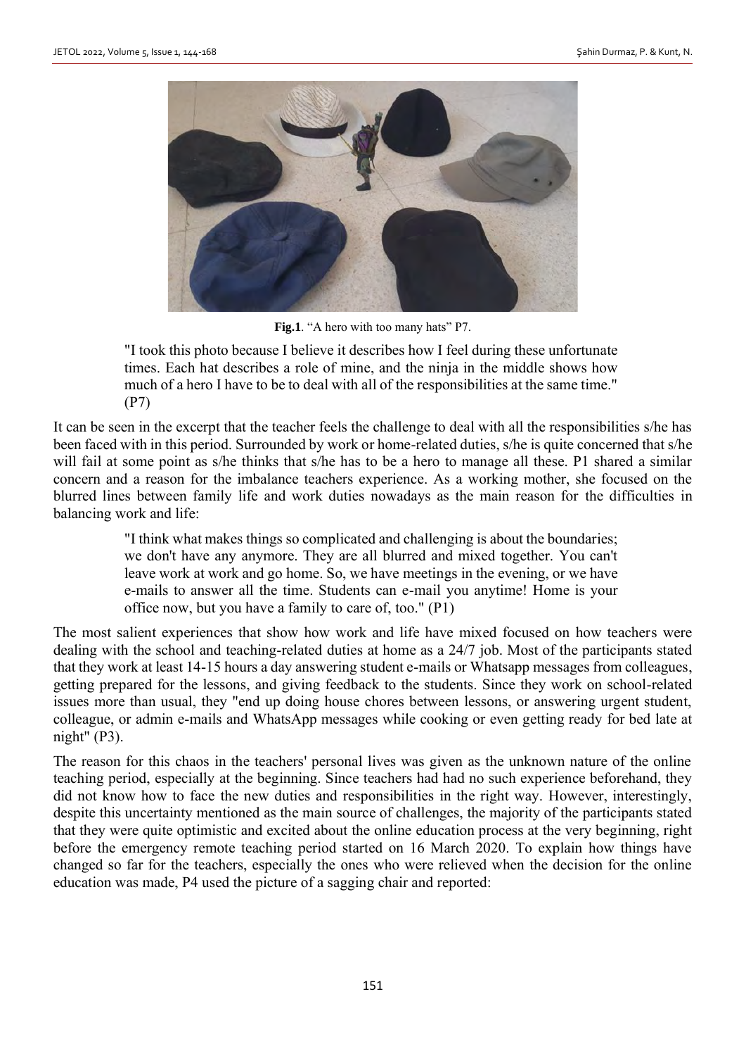**Fig.1**. "A hero with too many hats" P7.

> "I took this photo because I believe it describes how I feel during these unfortunate times. Each hat describes a role of mine, and the ninja in the middle shows how much of a hero I have to be to deal with all of the responsibilities at the same time." (P7)

It can be seen in the excerpt that the teacher feels the challenge to deal with all the responsibilities s/he has been faced with in this period. Surrounded by work or home-related duties, s/he is quite concerned that s/he will fail at some point as s/he thinks that s/he has to be a hero to manage all these. P1 shared a similar concern and a reason for the imbalance teachers experience. As a working mother, she focused on the blurred lines between family life and work duties nowadays as the main reason for the difficulties in balancing work and life:

> "I think what makes things so complicated and challenging is about the boundaries; we don't have any anymore. They are all blurred and mixed together. You can't leave work at work and go home. So, we have meetings in the evening, or we have e-mails to answer all the time. Students can e-mail you anytime! Home is your office now, but you have a family to care of, too." (P1)

The most salient experiences that show how work and life have mixed focused on how teachers were dealing with the school and teaching-related duties at home as a 24/7 job. Most of the participants stated that they work at least 14-15 hours a day answering student e-mails or Whatsapp messages from colleagues, getting prepared for the lessons, and giving feedback to the students. Since they work on school-related issues more than usual, they "end up doing house chores between lessons, or answering urgent student, colleague, or admin e-mails and WhatsApp messages while cooking or even getting ready for bed late at night" (P3).

The reason for this chaos in the teachers' personal lives was given as the unknown nature of the online teaching period, especially at the beginning. Since teachers had had no such experience beforehand, they did not know how to face the new duties and responsibilities in the right way. However, interestingly, despite this uncertainty mentioned as the main source of challenges, the majority of the participants stated that they were quite optimistic and excited about the online education process at the very beginning, right before the emergency remote teaching period started on 16 March 2020. To explain how things have changed so far for the teachers, especially the ones who were relieved when the decision for the online education was made, P4 used the picture of a sagging chair and reported: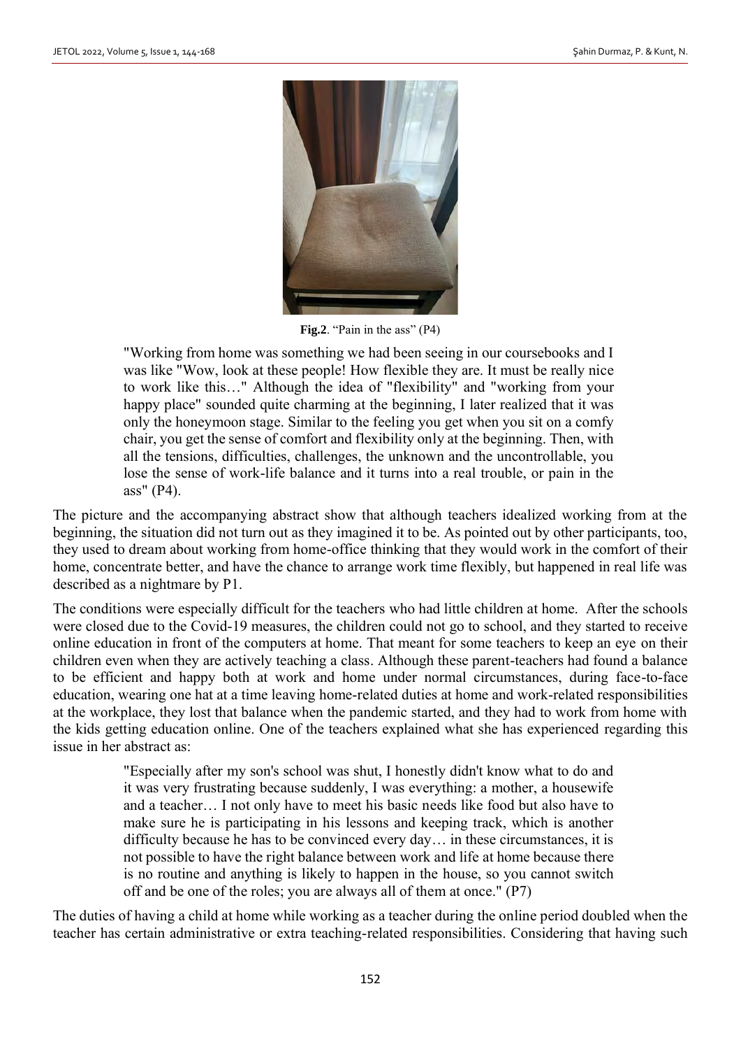**Fig.2**. "Pain in the ass" (P4)

> "Working from home was something we had been seeing in our coursebooks and I was like "Wow, look at these people! How flexible they are. It must be really nice to work like this…" Although the idea of "flexibility" and "working from your happy place" sounded quite charming at the beginning, I later realized that it was only the honeymoon stage. Similar to the feeling you get when you sit on a comfy chair, you get the sense of comfort and flexibility only at the beginning. Then, with all the tensions, difficulties, challenges, the unknown and the uncontrollable, you lose the sense of work-life balance and it turns into a real trouble, or pain in the ass" (P4).

The picture and the accompanying abstract show that although teachers idealized working from at the beginning, the situation did not turn out as they imagined it to be. As pointed out by other participants, too, they used to dream about working from home-office thinking that they would work in the comfort of their home, concentrate better, and have the chance to arrange work time flexibly, but happened in real life was described as a nightmare by P1.

The conditions were especially difficult for the teachers who had little children at home. After the schools were closed due to the Covid-19 measures, the children could not go to school, and they started to receive online education in front of the computers at home. That meant for some teachers to keep an eye on their children even when they are actively teaching a class. Although these parent-teachers had found a balance to be efficient and happy both at work and home under normal circumstances, during face-to-face education, wearing one hat at a time leaving home-related duties at home and work-related responsibilities at the workplace, they lost that balance when the pandemic started, and they had to work from home with the kids getting education online. One of the teachers explained what she has experienced regarding this issue in her abstract as:

> "Especially after my son's school was shut, I honestly didn't know what to do and it was very frustrating because suddenly, I was everything: a mother, a housewife and a teacher… I not only have to meet his basic needs like food but also have to make sure he is participating in his lessons and keeping track, which is another difficulty because he has to be convinced every day… in these circumstances, it is not possible to have the right balance between work and life at home because there is no routine and anything is likely to happen in the house, so you cannot switch off and be one of the roles; you are always all of them at once." (P7)

The duties of having a child at home while working as a teacher during the online period doubled when the teacher has certain administrative or extra teaching-related responsibilities. Considering that having such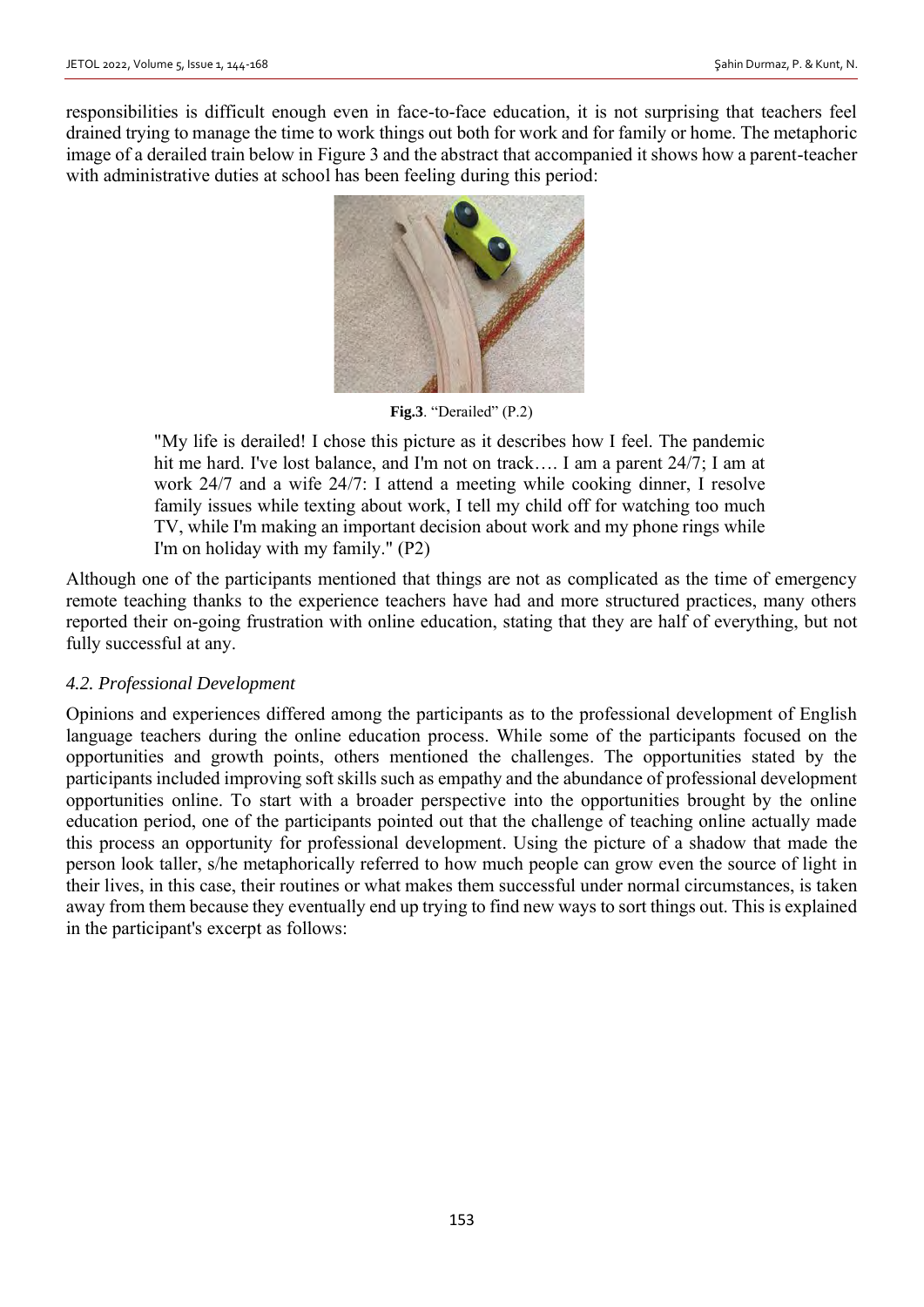responsibilities is difficult enough even in face-to-face education, it is not surprising that teachers feel drained trying to manage the time to work things out both for work and for family or home. The metaphoric image of a derailed train below in Figure 3 and the abstract that accompanied it shows how a parent-teacher with administrative duties at school has been feeling during this period:

**Fig.3**. "Derailed" (P.2)

> "My life is derailed! I chose this picture as it describes how I feel. The pandemic hit me hard. I've lost balance, and I'm not on track…. I am a parent 24/7; I am at work 24/7 and a wife 24/7: I attend a meeting while cooking dinner, I resolve family issues while texting about work, I tell my child off for watching too much TV, while I'm making an important decision about work and my phone rings while I'm on holiday with my family." (P2)

Although one of the participants mentioned that things are not as complicated as the time of emergency remote teaching thanks to the experience teachers have had and more structured practices, many others reported their on-going frustration with online education, stating that they are half of everything, but not fully successful at any.

### *4.2. Professional Development*

Opinions and experiences differed among the participants as to the professional development of English language teachers during the online education process. While some of the participants focused on the opportunities and growth points, others mentioned the challenges. The opportunities stated by the participants included improving soft skills such as empathy and the abundance of professional development opportunities online. To start with a broader perspective into the opportunities brought by the online education period, one of the participants pointed out that the challenge of teaching online actually made this process an opportunity for professional development. Using the picture of a shadow that made the person look taller, s/he metaphorically referred to how much people can grow even the source of light in their lives, in this case, their routines or what makes them successful under normal circumstances, is taken away from them because they eventually end up trying to find new ways to sort things out. This is explained in the participant's excerpt as follows: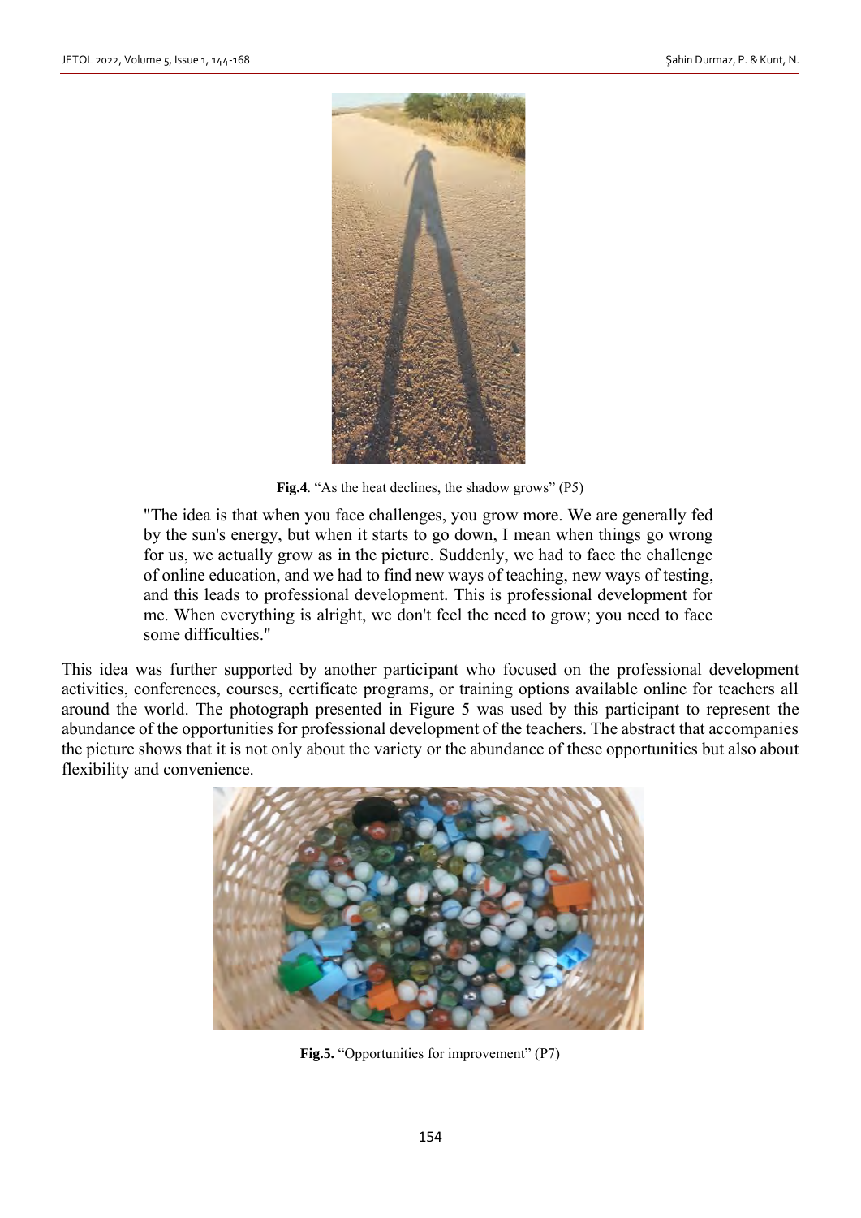**Fig.4**. "As the heat declines, the shadow grows" (P5)

> "The idea is that when you face challenges, you grow more. We are generally fed by the sun's energy, but when it starts to go down, I mean when things go wrong for us, we actually grow as in the picture. Suddenly, we had to face the challenge of online education, and we had to find new ways of teaching, new ways of testing, and this leads to professional development. This is professional development for me. When everything is alright, we don't feel the need to grow; you need to face some difficulties."

This idea was further supported by another participant who focused on the professional development activities, conferences, courses, certificate programs, or training options available online for teachers all around the world. The photograph presented in Figure 5 was used by this participant to represent the abundance of the opportunities for professional development of the teachers. The abstract that accompanies the picture shows that it is not only about the variety or the abundance of these opportunities but also about flexibility and convenience.

**Fig.5.** "Opportunities for improvement" (P7)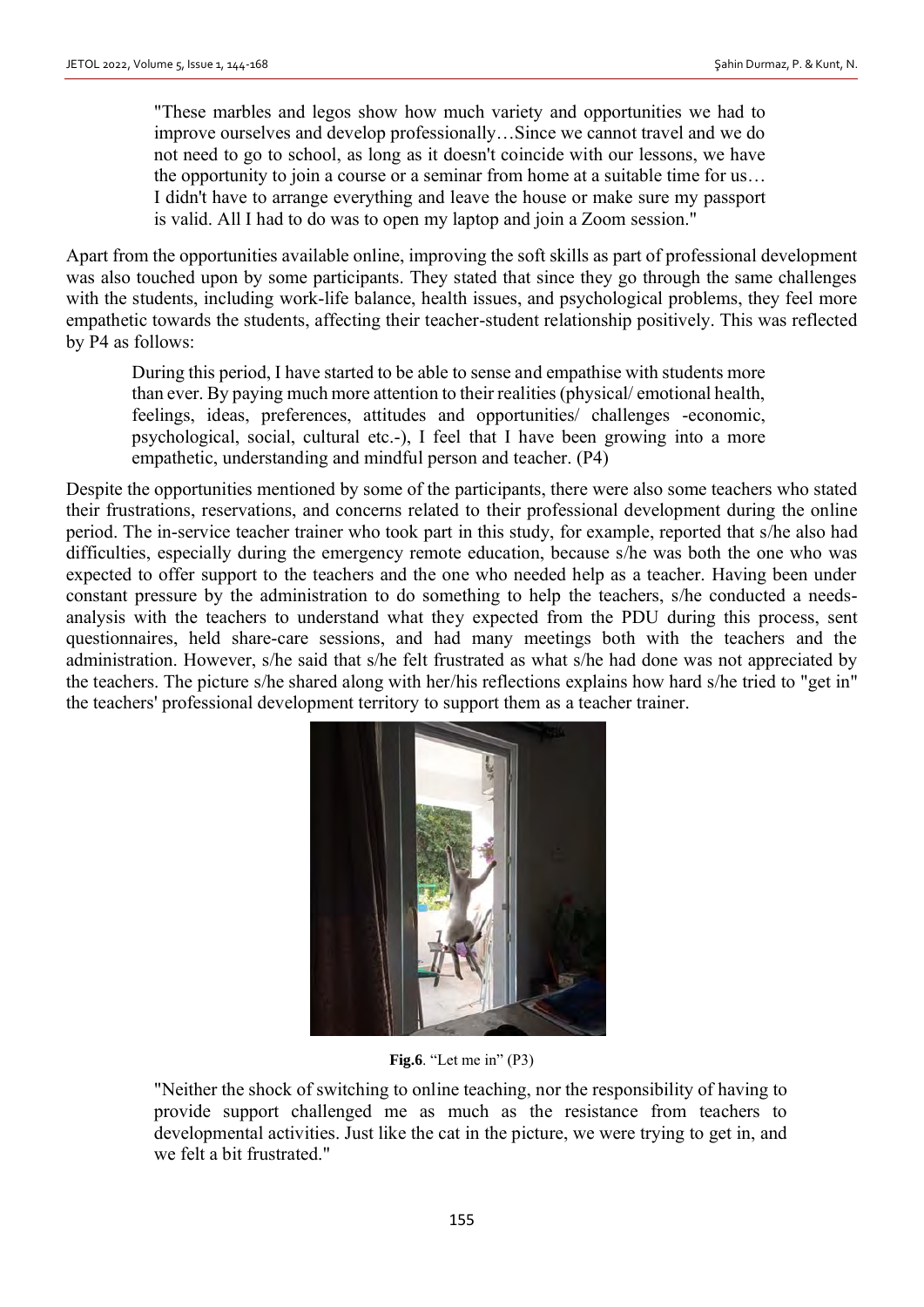> "These marbles and legos show how much variety and opportunities we had to improve ourselves and develop professionally…Since we cannot travel and we do not need to go to school, as long as it doesn't coincide with our lessons, we have the opportunity to join a course or a seminar from home at a suitable time for us… I didn't have to arrange everything and leave the house or make sure my passport is valid. All I had to do was to open my laptop and join a Zoom session."

Apart from the opportunities available online, improving the soft skills as part of professional development was also touched upon by some participants. They stated that since they go through the same challenges with the students, including work-life balance, health issues, and psychological problems, they feel more empathetic towards the students, affecting their teacher-student relationship positively. This was reflected by P4 as follows:

> During this period, I have started to be able to sense and empathise with students more than ever. By paying much more attention to their realities (physical/ emotional health, feelings, ideas, preferences, attitudes and opportunities/ challenges -economic, psychological, social, cultural etc.-), I feel that I have been growing into a more empathetic, understanding and mindful person and teacher. (P4)

Despite the opportunities mentioned by some of the participants, there were also some teachers who stated their frustrations, reservations, and concerns related to their professional development during the online period. The in-service teacher trainer who took part in this study, for example, reported that s/he also had difficulties, especially during the emergency remote education, because s/he was both the one who was expected to offer support to the teachers and the one who needed help as a teacher. Having been under constant pressure by the administration to do something to help the teachers, s/he conducted a needs-analysis with the teachers to understand what they expected from the PDU during this process, sent questionnaires, held share-care sessions, and had many meetings both with the teachers and the administration. However, s/he said that s/he felt frustrated as what s/he had done was not appreciated by the teachers. The picture s/he shared along with her/his reflections explains how hard s/he tried to "get in" the teachers' professional development territory to support them as a teacher trainer.

**Fig.6**. "Let me in" (P3)

> "Neither the shock of switching to online teaching, nor the responsibility of having to provide support challenged me as much as the resistance from teachers to developmental activities. Just like the cat in the picture, we were trying to get in, and we felt a bit frustrated."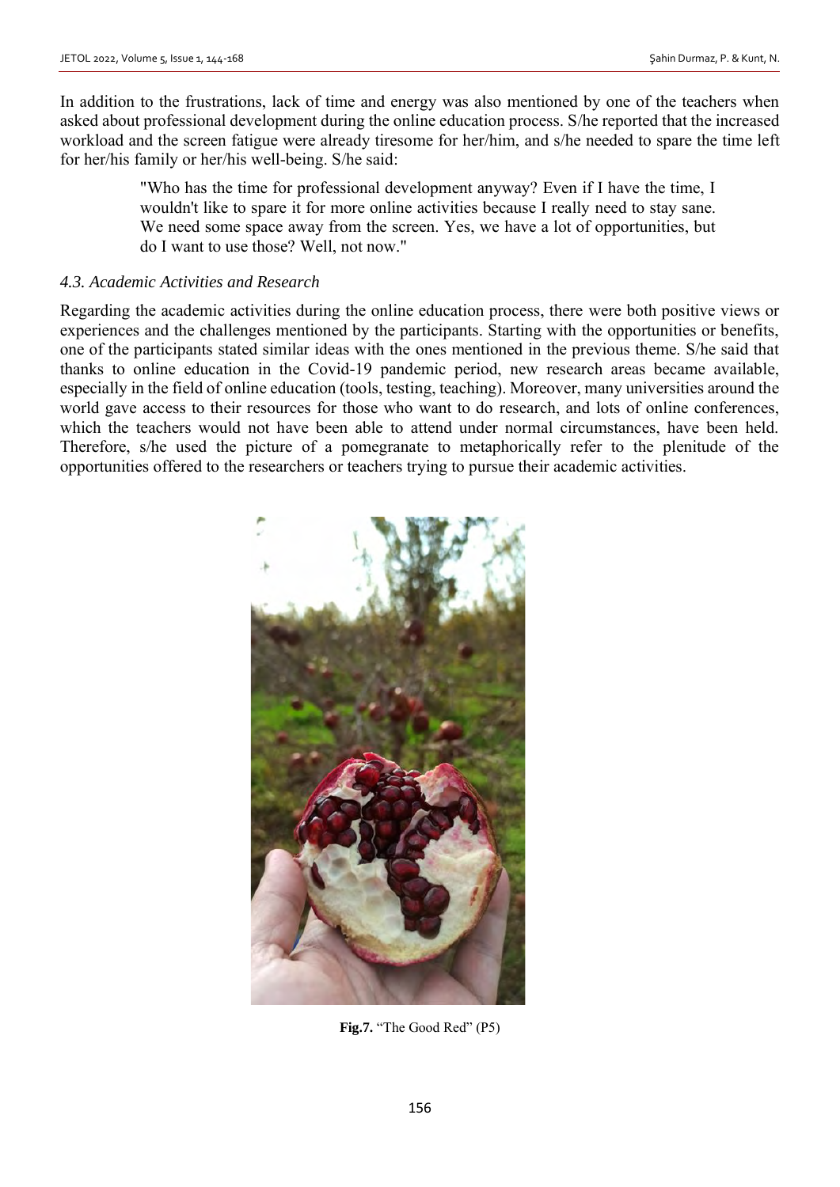In addition to the frustrations, lack of time and energy was also mentioned by one of the teachers when asked about professional development during the online education process. S/he reported that the increased workload and the screen fatigue were already tiresome for her/him, and s/he needed to spare the time left for her/his family or her/his well-being. S/he said:

> "Who has the time for professional development anyway? Even if I have the time, I wouldn't like to spare it for more online activities because I really need to stay sane. We need some space away from the screen. Yes, we have a lot of opportunities, but do I want to use those? Well, not now."

### *4.3. Academic Activities and Research*

Regarding the academic activities during the online education process, there were both positive views or experiences and the challenges mentioned by the participants. Starting with the opportunities or benefits, one of the participants stated similar ideas with the ones mentioned in the previous theme. S/he said that thanks to online education in the Covid-19 pandemic period, new research areas became available, especially in the field of online education (tools, testing, teaching). Moreover, many universities around the world gave access to their resources for those who want to do research, and lots of online conferences, which the teachers would not have been able to attend under normal circumstances, have been held. Therefore, s/he used the picture of a pomegranate to metaphorically refer to the plenitude of the opportunities offered to the researchers or teachers trying to pursue their academic activities.

**Fig.7.** "The Good Red" (P5)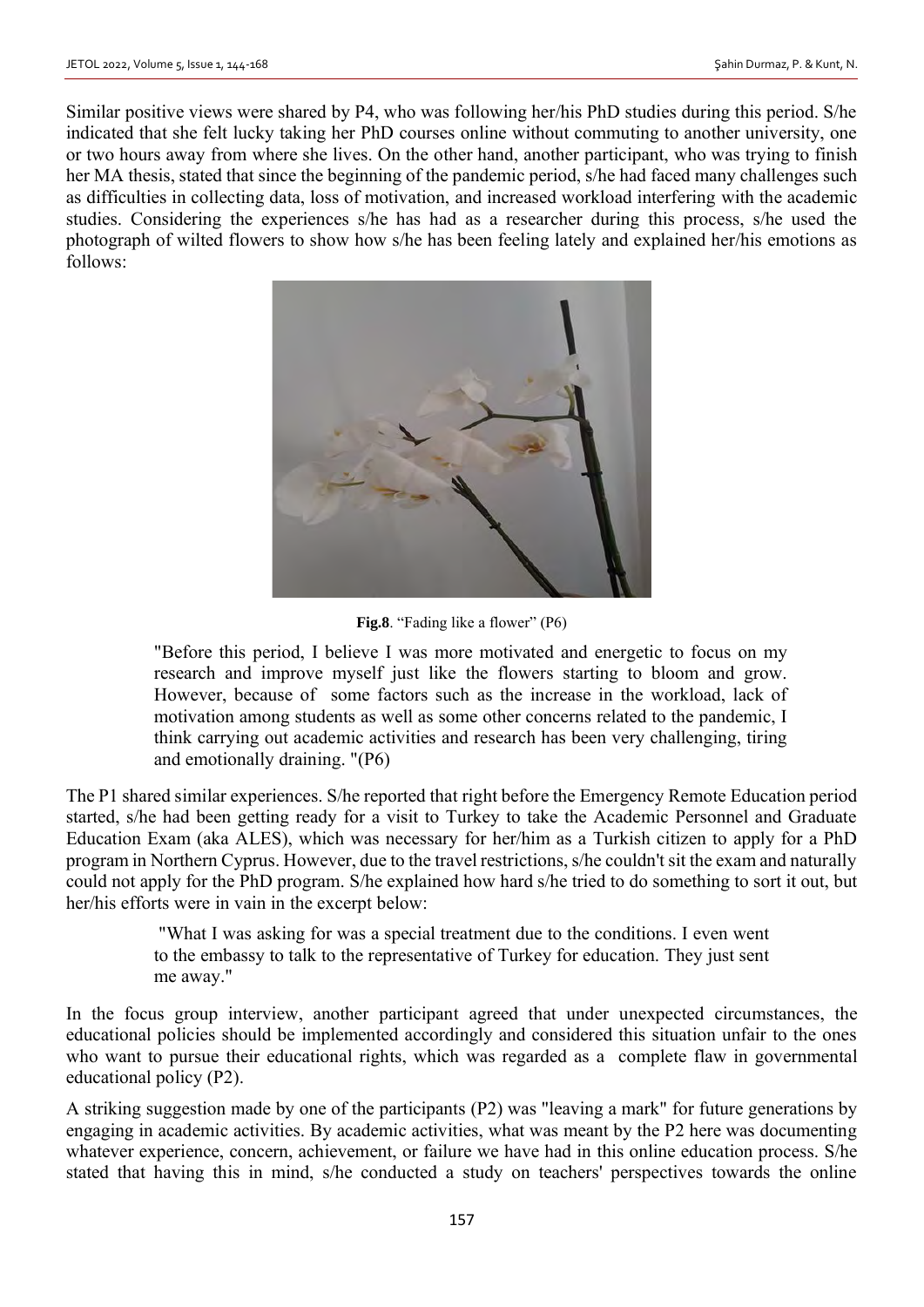Similar positive views were shared by P4, who was following her/his PhD studies during this period. S/he indicated that she felt lucky taking her PhD courses online without commuting to another university, one or two hours away from where she lives. On the other hand, another participant, who was trying to finish her MA thesis, stated that since the beginning of the pandemic period, s/he had faced many challenges such as difficulties in collecting data, loss of motivation, and increased workload interfering with the academic studies. Considering the experiences s/he has had as a researcher during this process, s/he used the photograph of wilted flowers to show how s/he has been feeling lately and explained her/his emotions as follows:

**Fig.8**. "Fading like a flower" (P6)

> "Before this period, I believe I was more motivated and energetic to focus on my research and improve myself just like the flowers starting to bloom and grow. However, because of some factors such as the increase in the workload, lack of motivation among students as well as some other concerns related to the pandemic, I think carrying out academic activities and research has been very challenging, tiring and emotionally draining. "(P6)

The P1 shared similar experiences. S/he reported that right before the Emergency Remote Education period started, s/he had been getting ready for a visit to Turkey to take the Academic Personnel and Graduate Education Exam (aka ALES), which was necessary for her/him as a Turkish citizen to apply for a PhD program in Northern Cyprus. However, due to the travel restrictions, s/he couldn't sit the exam and naturally could not apply for the PhD program. S/he explained how hard s/he tried to do something to sort it out, but her/his efforts were in vain in the excerpt below:

> "What I was asking for was a special treatment due to the conditions. I even went to the embassy to talk to the representative of Turkey for education. They just sent me away."

In the focus group interview, another participant agreed that under unexpected circumstances, the educational policies should be implemented accordingly and considered this situation unfair to the ones who want to pursue their educational rights, which was regarded as a complete flaw in governmental educational policy (P2).

A striking suggestion made by one of the participants (P2) was "leaving a mark" for future generations by engaging in academic activities. By academic activities, what was meant by the P2 here was documenting whatever experience, concern, achievement, or failure we have had in this online education process. S/he stated that having this in mind, s/he conducted a study on teachers' perspectives towards the online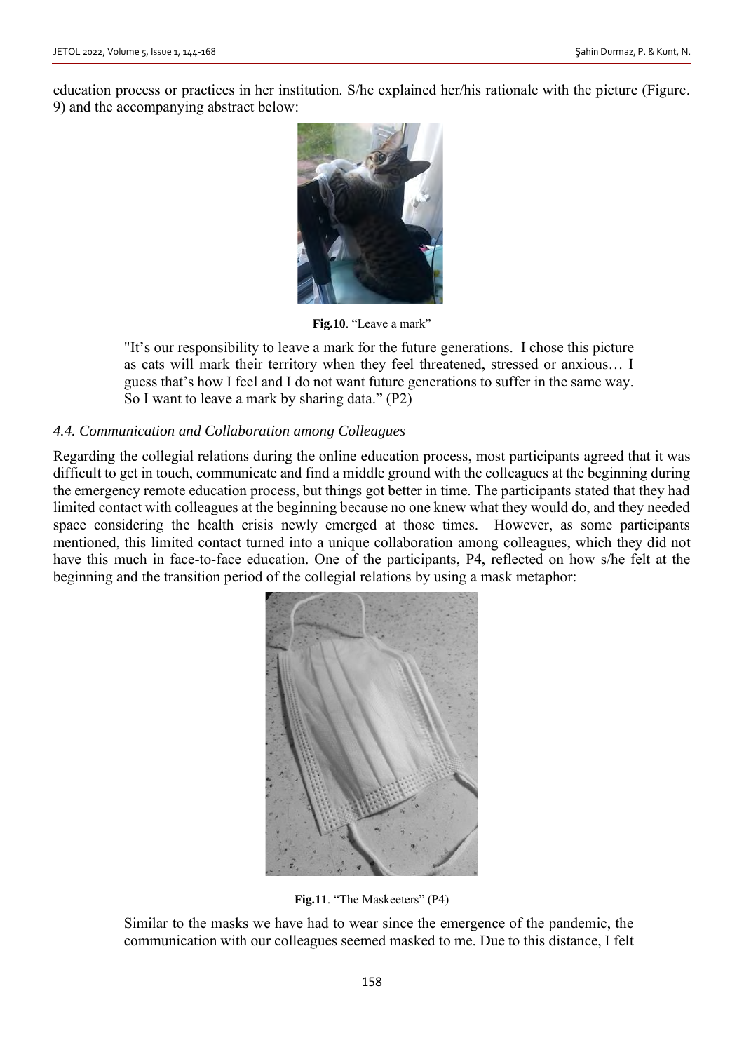education process or practices in her institution. S/he explained her/his rationale with the picture (Figure. 9) and the accompanying abstract below:

**Fig.10**. "Leave a mark"

> "It's our responsibility to leave a mark for the future generations. I chose this picture as cats will mark their territory when they feel threatened, stressed or anxious… I guess that's how I feel and I do not want future generations to suffer in the same way. So I want to leave a mark by sharing data." (P2)

### *4.4. Communication and Collaboration among Colleagues*

Regarding the collegial relations during the online education process, most participants agreed that it was difficult to get in touch, communicate and find a middle ground with the colleagues at the beginning during the emergency remote education process, but things got better in time. The participants stated that they had limited contact with colleagues at the beginning because no one knew what they would do, and they needed space considering the health crisis newly emerged at those times. However, as some participants mentioned, this limited contact turned into a unique collaboration among colleagues, which they did not have this much in face-to-face education. One of the participants, P4, reflected on how s/he felt at the beginning and the transition period of the collegial relations by using a mask metaphor:

**Fig.11**. "The Maskeeters" (P4)

> Similar to the masks we have had to wear since the emergence of the pandemic, the communication with our colleagues seemed masked to me. Due to this distance, I felt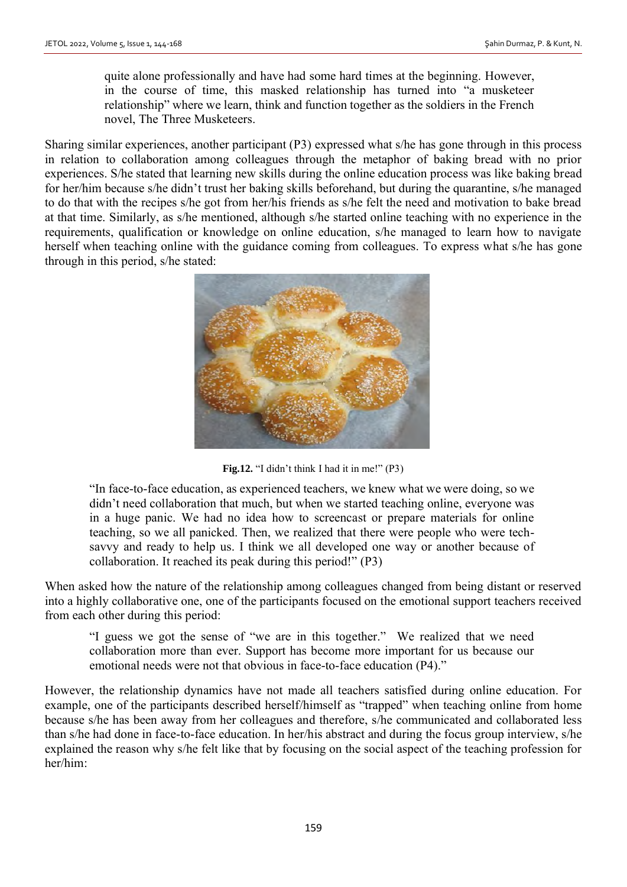quite alone professionally and have had some hard times at the beginning. However, in the course of time, this masked relationship has turned into "a musketeer relationship" where we learn, think and function together as the soldiers in the French novel, The Three Musketeers.

Sharing similar experiences, another participant (P3) expressed what s/he has gone through in this process in relation to collaboration among colleagues through the metaphor of baking bread with no prior experiences. S/he stated that learning new skills during the online education process was like baking bread for her/him because s/he didn't trust her baking skills beforehand, but during the quarantine, s/he managed to do that with the recipes s/he got from her/his friends as s/he felt the need and motivation to bake bread at that time. Similarly, as s/he mentioned, although s/he started online teaching with no experience in the requirements, qualification or knowledge on online education, s/he managed to learn how to navigate herself when teaching online with the guidance coming from colleagues. To express what s/he has gone through in this period, s/he stated:

**Fig.12.** "I didn't think I had it in me!" (P3)

> "In face-to-face education, as experienced teachers, we knew what we were doing, so we didn't need collaboration that much, but when we started teaching online, everyone was in a huge panic. We had no idea how to screencast or prepare materials for online teaching, so we all panicked. Then, we realized that there were people who were tech-savvy and ready to help us. I think we all developed one way or another because of collaboration. It reached its peak during this period!" (P3)

When asked how the nature of the relationship among colleagues changed from being distant or reserved into a highly collaborative one, one of the participants focused on the emotional support teachers received from each other during this period:

> "I guess we got the sense of "we are in this together." We realized that we need collaboration more than ever. Support has become more important for us because our emotional needs were not that obvious in face-to-face education (P4)."

However, the relationship dynamics have not made all teachers satisfied during online education. For example, one of the participants described herself/himself as "trapped" when teaching online from home because s/he has been away from her colleagues and therefore, s/he communicated and collaborated less than s/he had done in face-to-face education. In her/his abstract and during the focus group interview, s/he explained the reason why s/he felt like that by focusing on the social aspect of the teaching profession for her/him: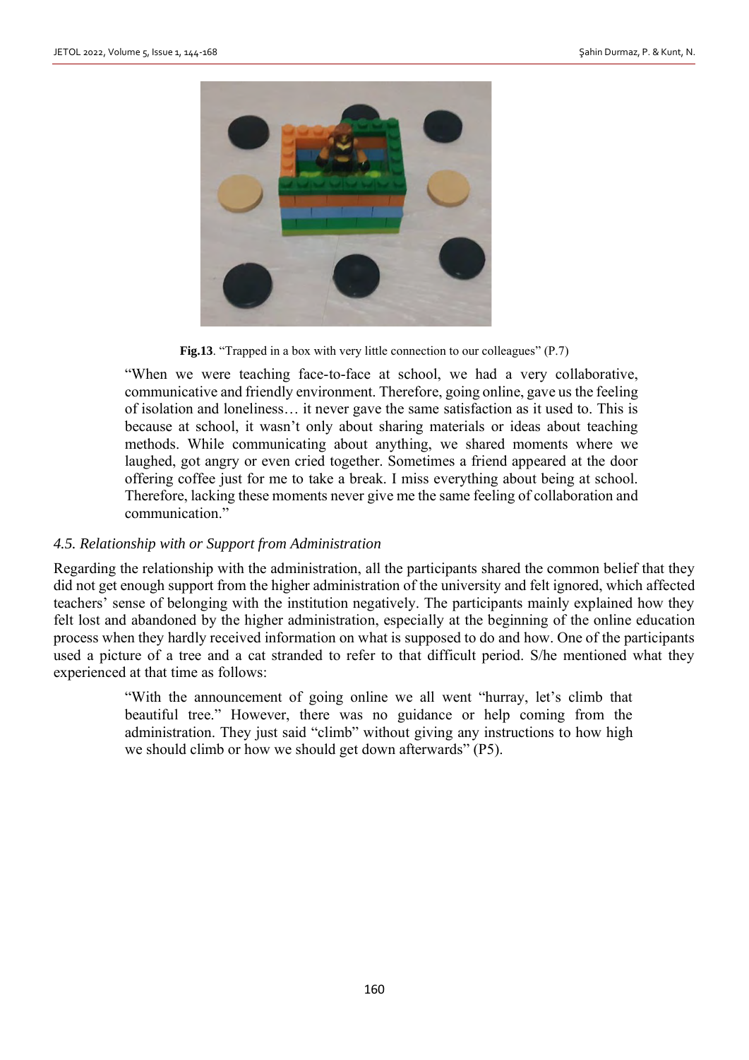**Fig.13**. "Trapped in a box with very little connection to our colleagues" (P.7)

> "When we were teaching face-to-face at school, we had a very collaborative, communicative and friendly environment. Therefore, going online, gave us the feeling of isolation and loneliness… it never gave the same satisfaction as it used to. This is because at school, it wasn't only about sharing materials or ideas about teaching methods. While communicating about anything, we shared moments where we laughed, got angry or even cried together. Sometimes a friend appeared at the door offering coffee just for me to take a break. I miss everything about being at school. Therefore, lacking these moments never give me the same feeling of collaboration and communication."

### *4.5. Relationship with or Support from Administration*

Regarding the relationship with the administration, all the participants shared the common belief that they did not get enough support from the higher administration of the university and felt ignored, which affected teachers' sense of belonging with the institution negatively. The participants mainly explained how they felt lost and abandoned by the higher administration, especially at the beginning of the online education process when they hardly received information on what is supposed to do and how. One of the participants used a picture of a tree and a cat stranded to refer to that difficult period. S/he mentioned what they experienced at that time as follows:

> "With the announcement of going online we all went "hurray, let's climb that beautiful tree." However, there was no guidance or help coming from the administration. They just said "climb" without giving any instructions to how high we should climb or how we should get down afterwards" (P5).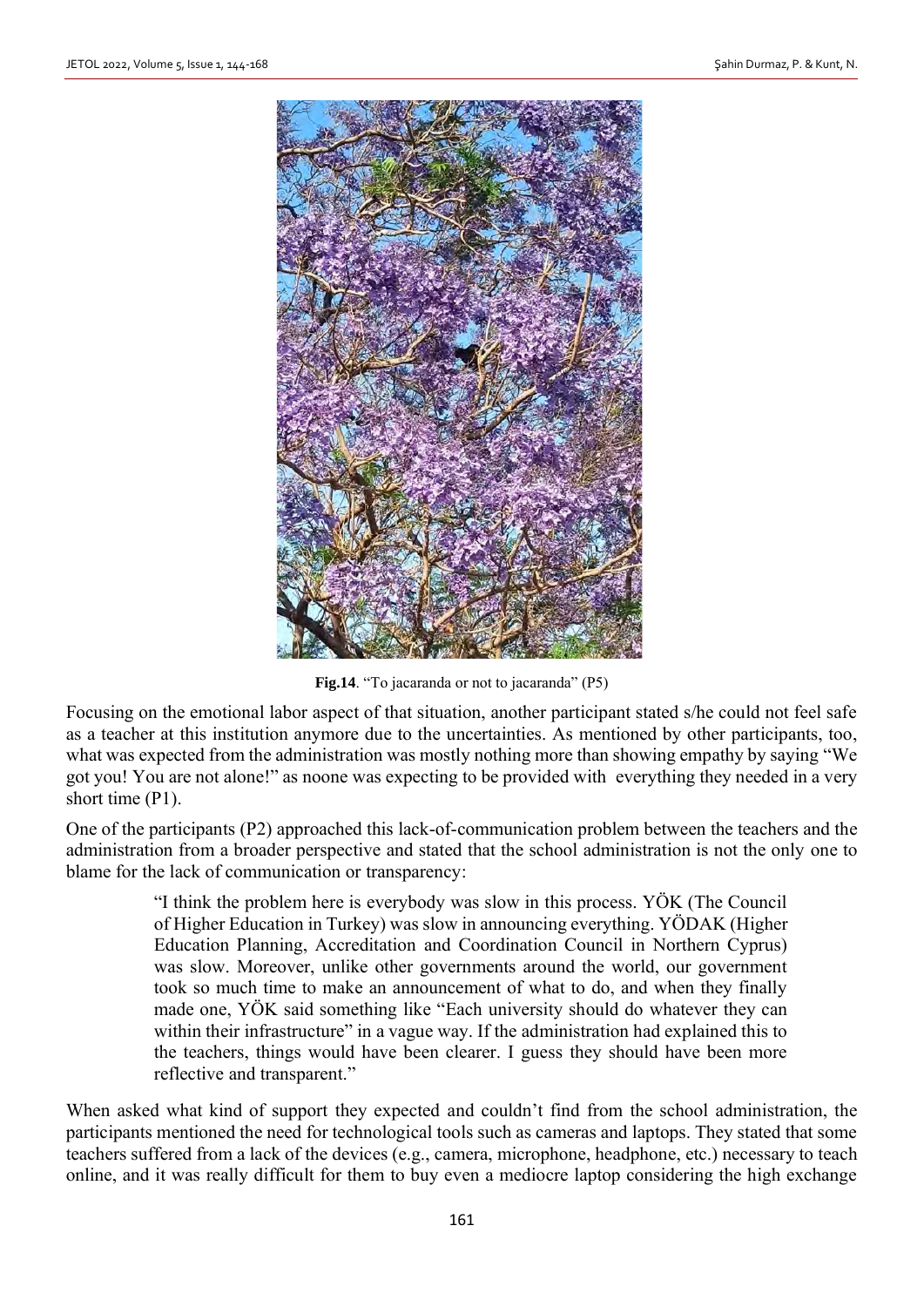**Fig.14**. "To jacaranda or not to jacaranda" (P5)

Focusing on the emotional labor aspect of that situation, another participant stated s/he could not feel safe as a teacher at this institution anymore due to the uncertainties. As mentioned by other participants, too, what was expected from the administration was mostly nothing more than showing empathy by saying "We got you! You are not alone!" as noone was expecting to be provided with everything they needed in a very short time (P1).

One of the participants (P2) approached this lack-of-communication problem between the teachers and the administration from a broader perspective and stated that the school administration is not the only one to blame for the lack of communication or transparency:

> "I think the problem here is everybody was slow in this process. YÖK (The Council of Higher Education in Turkey) was slow in announcing everything. YÖDAK (Higher Education Planning, Accreditation and Coordination Council in Northern Cyprus) was slow. Moreover, unlike other governments around the world, our government took so much time to make an announcement of what to do, and when they finally made one, YÖK said something like "Each university should do whatever they can within their infrastructure" in a vague way. If the administration had explained this to the teachers, things would have been clearer. I guess they should have been more reflective and transparent."

When asked what kind of support they expected and couldn't find from the school administration, the participants mentioned the need for technological tools such as cameras and laptops. They stated that some teachers suffered from a lack of the devices (e.g., camera, microphone, headphone, etc.) necessary to teach online, and it was really difficult for them to buy even a mediocre laptop considering the high exchange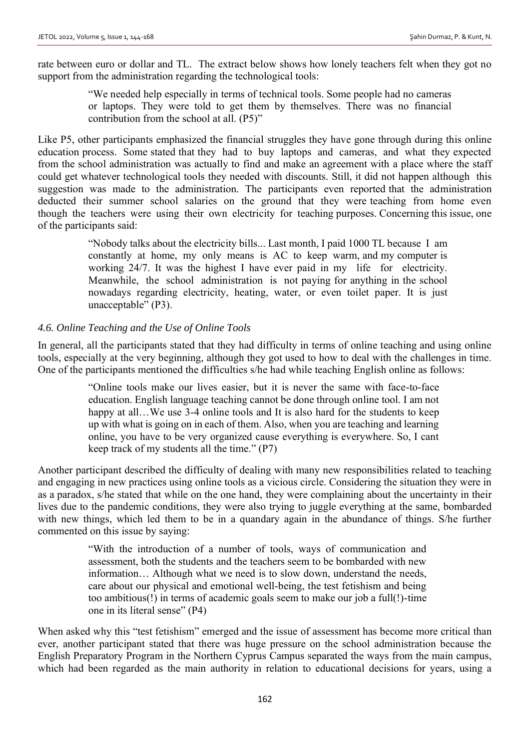rate between euro or dollar and TL. The extract below shows how lonely teachers felt when they got no support from the administration regarding the technological tools:

> "We needed help especially in terms of technical tools. Some people had no cameras or laptops. They were told to get them by themselves. There was no financial contribution from the school at all. (P5)"

Like P5, other participants emphasized the financial struggles they have gone through during this online education process. Some stated that they had to buy laptops and cameras, and what they expected from the school administration was actually to find and make an agreement with a place where the staff could get whatever technological tools they needed with discounts. Still, it did not happen although this suggestion was made to the administration. The participants even reported that the administration deducted their summer school salaries on the ground that they were teaching from home even though the teachers were using their own electricity for teaching purposes. Concerning this issue, one of the participants said:

> "Nobody talks about the electricity bills... Last month, I paid 1000 TL because I am constantly at home, my only means is AC to keep warm, and my computer is working 24/7. It was the highest I have ever paid in my life for electricity. Meanwhile, the school administration is not paying for anything in the school nowadays regarding electricity, heating, water, or even toilet paper. It is just unacceptable" (P3).

### *4.6. Online Teaching and the Use of Online Tools*

In general, all the participants stated that they had difficulty in terms of online teaching and using online tools, especially at the very beginning, although they got used to how to deal with the challenges in time. One of the participants mentioned the difficulties s/he had while teaching English online as follows:

> "Online tools make our lives easier, but it is never the same with face-to-face education. English language teaching cannot be done through online tool. I am not happy at all…We use 3-4 online tools and It is also hard for the students to keep up with what is going on in each of them. Also, when you are teaching and learning online, you have to be very organized cause everything is everywhere. So, I cant keep track of my students all the time." (P7)

Another participant described the difficulty of dealing with many new responsibilities related to teaching and engaging in new practices using online tools as a vicious circle. Considering the situation they were in as a paradox, s/he stated that while on the one hand, they were complaining about the uncertainty in their lives due to the pandemic conditions, they were also trying to juggle everything at the same, bombarded with new things, which led them to be in a quandary again in the abundance of things. S/he further commented on this issue by saying:

> "With the introduction of a number of tools, ways of communication and assessment, both the students and the teachers seem to be bombarded with new information… Although what we need is to slow down, understand the needs, care about our physical and emotional well-being, the test fetishism and being too ambitious(!) in terms of academic goals seem to make our job a full(!)-time one in its literal sense" (P4)

When asked why this "test fetishism" emerged and the issue of assessment has become more critical than ever, another participant stated that there was huge pressure on the school administration because the English Preparatory Program in the Northern Cyprus Campus separated the ways from the main campus, which had been regarded as the main authority in relation to educational decisions for years, using a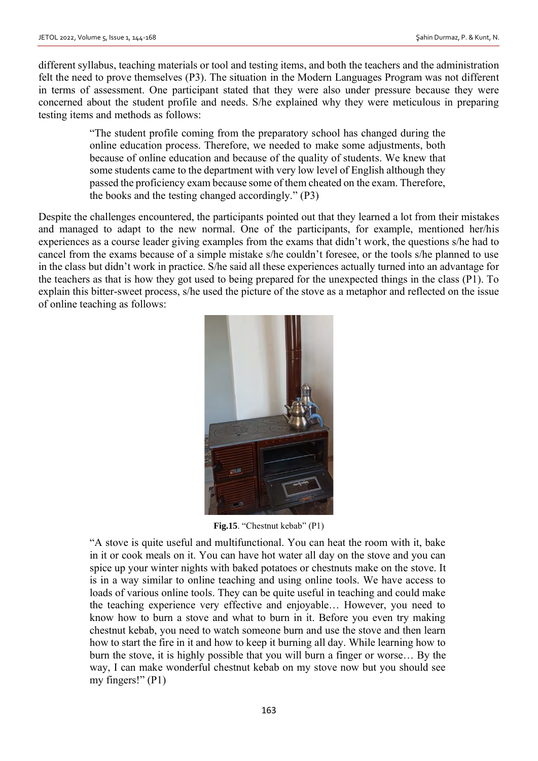different syllabus, teaching materials or tool and testing items, and both the teachers and the administration felt the need to prove themselves (P3). The situation in the Modern Languages Program was not different in terms of assessment. One participant stated that they were also under pressure because they were concerned about the student profile and needs. S/he explained why they were meticulous in preparing testing items and methods as follows:

> "The student profile coming from the preparatory school has changed during the online education process. Therefore, we needed to make some adjustments, both because of online education and because of the quality of students. We knew that some students came to the department with very low level of English although they passed the proficiency exam because some of them cheated on the exam. Therefore, the books and the testing changed accordingly." (P3)

Despite the challenges encountered, the participants pointed out that they learned a lot from their mistakes and managed to adapt to the new normal. One of the participants, for example, mentioned her/his experiences as a course leader giving examples from the exams that didn't work, the questions s/he had to cancel from the exams because of a simple mistake s/he couldn't foresee, or the tools s/he planned to use in the class but didn't work in practice. S/he said all these experiences actually turned into an advantage for the teachers as that is how they got used to being prepared for the unexpected things in the class (P1). To explain this bitter-sweet process, s/he used the picture of the stove as a metaphor and reflected on the issue of online teaching as follows:

**Fig.15**. "Chestnut kebab" (P1)

> "A stove is quite useful and multifunctional. You can heat the room with it, bake in it or cook meals on it. You can have hot water all day on the stove and you can spice up your winter nights with baked potatoes or chestnuts make on the stove. It is in a way similar to online teaching and using online tools. We have access to loads of various online tools. They can be quite useful in teaching and could make the teaching experience very effective and enjoyable… However, you need to know how to burn a stove and what to burn in it. Before you even try making chestnut kebab, you need to watch someone burn and use the stove and then learn how to start the fire in it and how to keep it burning all day. While learning how to burn the stove, it is highly possible that you will burn a finger or worse… By the way, I can make wonderful chestnut kebab on my stove now but you should see my fingers!" (P1)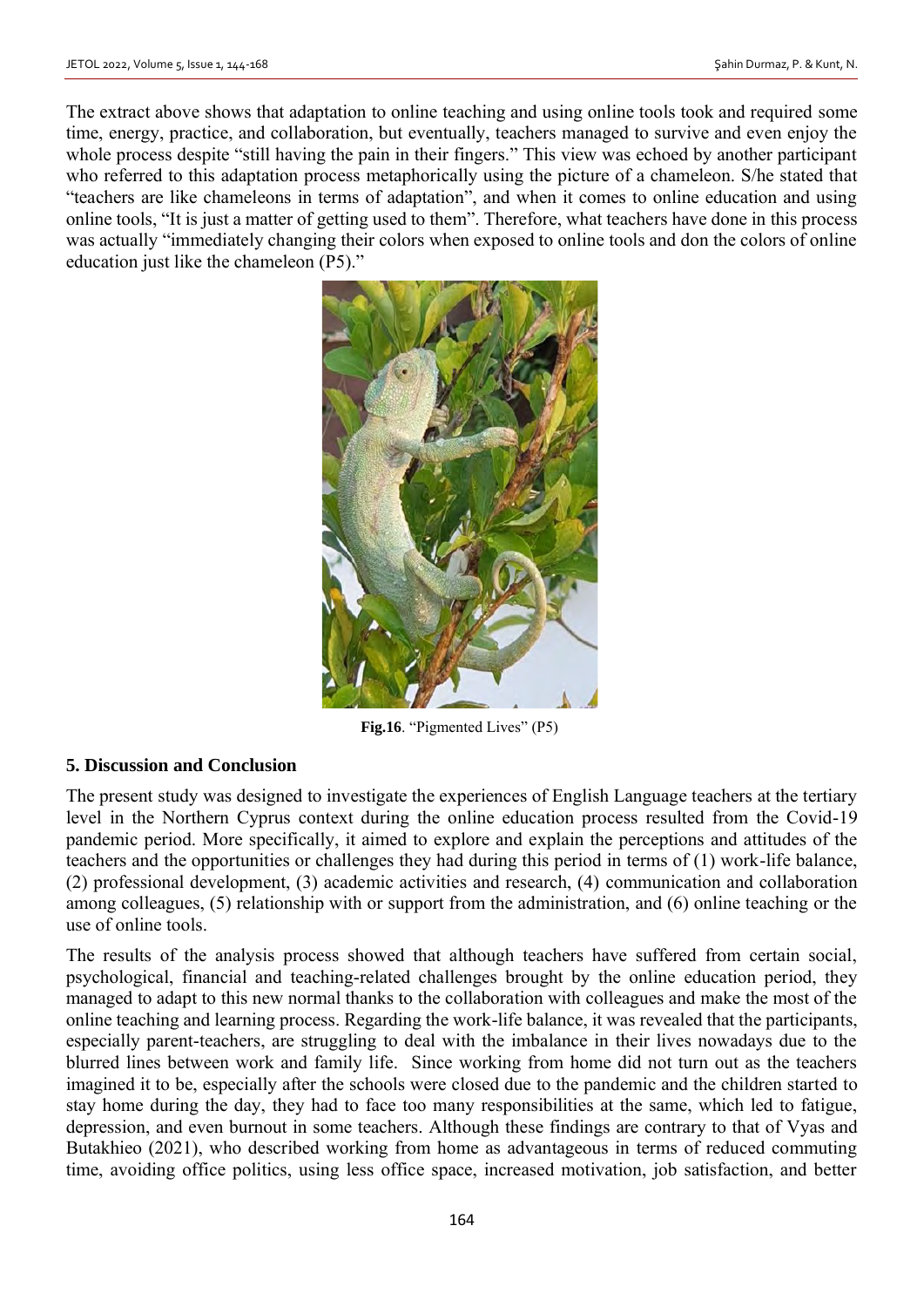The extract above shows that adaptation to online teaching and using online tools took and required some time, energy, practice, and collaboration, but eventually, teachers managed to survive and even enjoy the whole process despite "still having the pain in their fingers." This view was echoed by another participant who referred to this adaptation process metaphorically using the picture of a chameleon. S/he stated that "teachers are like chameleons in terms of adaptation", and when it comes to online education and using online tools, "It is just a matter of getting used to them". Therefore, what teachers have done in this process was actually "immediately changing their colors when exposed to online tools and don the colors of online education just like the chameleon (P5)."

**Fig.16**. "Pigmented Lives" (P5)

## 5. Discussion and Conclusion

The present study was designed to investigate the experiences of English Language teachers at the tertiary level in the Northern Cyprus context during the online education process resulted from the Covid-19 pandemic period. More specifically, it aimed to explore and explain the perceptions and attitudes of the teachers and the opportunities or challenges they had during this period in terms of (1) work-life balance, (2) professional development, (3) academic activities and research, (4) communication and collaboration among colleagues, (5) relationship with or support from the administration, and (6) online teaching or the use of online tools.

The results of the analysis process showed that although teachers have suffered from certain social, psychological, financial and teaching-related challenges brought by the online education period, they managed to adapt to this new normal thanks to the collaboration with colleagues and make the most of the online teaching and learning process. Regarding the work-life balance, it was revealed that the participants, especially parent-teachers, are struggling to deal with the imbalance in their lives nowadays due to the blurred lines between work and family life. Since working from home did not turn out as the teachers imagined it to be, especially after the schools were closed due to the pandemic and the children started to stay home during the day, they had to face too many responsibilities at the same, which led to fatigue, depression, and even burnout in some teachers. Although these findings are contrary to that of Vyas and Butakhieo (2021), who described working from home as advantageous in terms of reduced commuting time, avoiding office politics, using less office space, increased motivation, job satisfaction, and better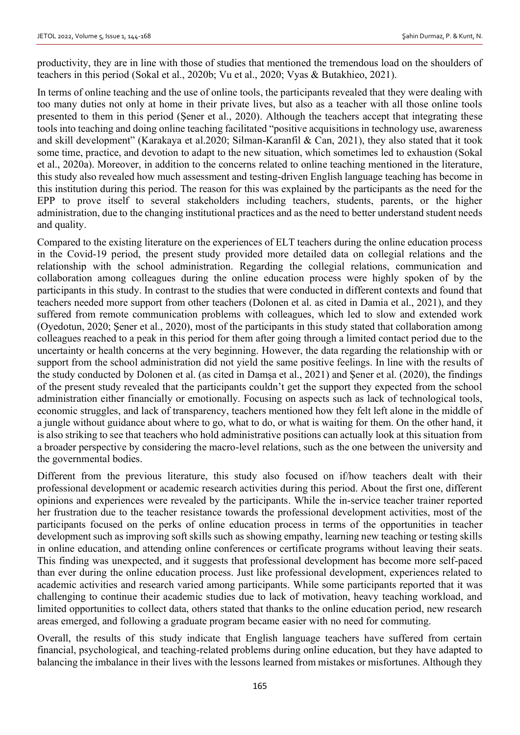productivity, they are in line with those of studies that mentioned the tremendous load on the shoulders of teachers in this period (Sokal et al., 2020b; Vu et al., 2020; Vyas & Butakhieo, 2021).

In terms of online teaching and the use of online tools, the participants revealed that they were dealing with too many duties not only at home in their private lives, but also as a teacher with all those online tools presented to them in this period (Şener et al., 2020). Although the teachers accept that integrating these tools into teaching and doing online teaching facilitated "positive acquisitions in technology use, awareness and skill development" (Karakaya et al.2020; Silman-Karanfil & Can, 2021), they also stated that it took some time, practice, and devotion to adapt to the new situation, which sometimes led to exhaustion (Sokal et al., 2020a). Moreover, in addition to the concerns related to online teaching mentioned in the literature, this study also revealed how much assessment and testing-driven English language teaching has become in this institution during this period. The reason for this was explained by the participants as the need for the EPP to prove itself to several stakeholders including teachers, students, parents, or the higher administration, due to the changing institutional practices and as the need to better understand student needs and quality.

Compared to the existing literature on the experiences of ELT teachers during the online education process in the Covid-19 period, the present study provided more detailed data on collegial relations and the relationship with the school administration. Regarding the collegial relations, communication and collaboration among colleagues during the online education process were highly spoken of by the participants in this study. In contrast to the studies that were conducted in different contexts and found that teachers needed more support from other teachers (Dolonen et al. as cited in Damia et al., 2021), and they suffered from remote communication problems with colleagues, which led to slow and extended work (Oyedotun, 2020; Şener et al., 2020), most of the participants in this study stated that collaboration among colleagues reached to a peak in this period for them after going through a limited contact period due to the uncertainty or health concerns at the very beginning. However, the data regarding the relationship with or support from the school administration did not yield the same positive feelings. In line with the results of the study conducted by Dolonen et al. (as cited in Damşa et al., 2021) and Şener et al. (2020), the findings of the present study revealed that the participants couldn't get the support they expected from the school administration either financially or emotionally. Focusing on aspects such as lack of technological tools, economic struggles, and lack of transparency, teachers mentioned how they felt left alone in the middle of a jungle without guidance about where to go, what to do, or what is waiting for them. On the other hand, it is also striking to see that teachers who hold administrative positions can actually look at this situation from a broader perspective by considering the macro-level relations, such as the one between the university and the governmental bodies.

Different from the previous literature, this study also focused on if/how teachers dealt with their professional development or academic research activities during this period. About the first one, different opinions and experiences were revealed by the participants. While the in-service teacher trainer reported her frustration due to the teacher resistance towards the professional development activities, most of the participants focused on the perks of online education process in terms of the opportunities in teacher development such as improving soft skills such as showing empathy, learning new teaching or testing skills in online education, and attending online conferences or certificate programs without leaving their seats. This finding was unexpected, and it suggests that professional development has become more self-paced than ever during the online education process. Just like professional development, experiences related to academic activities and research varied among participants. While some participants reported that it was challenging to continue their academic studies due to lack of motivation, heavy teaching workload, and limited opportunities to collect data, others stated that thanks to the online education period, new research areas emerged, and following a graduate program became easier with no need for commuting.

Overall, the results of this study indicate that English language teachers have suffered from certain financial, psychological, and teaching-related problems during online education, but they have adapted to balancing the imbalance in their lives with the lessons learned from mistakes or misfortunes. Although they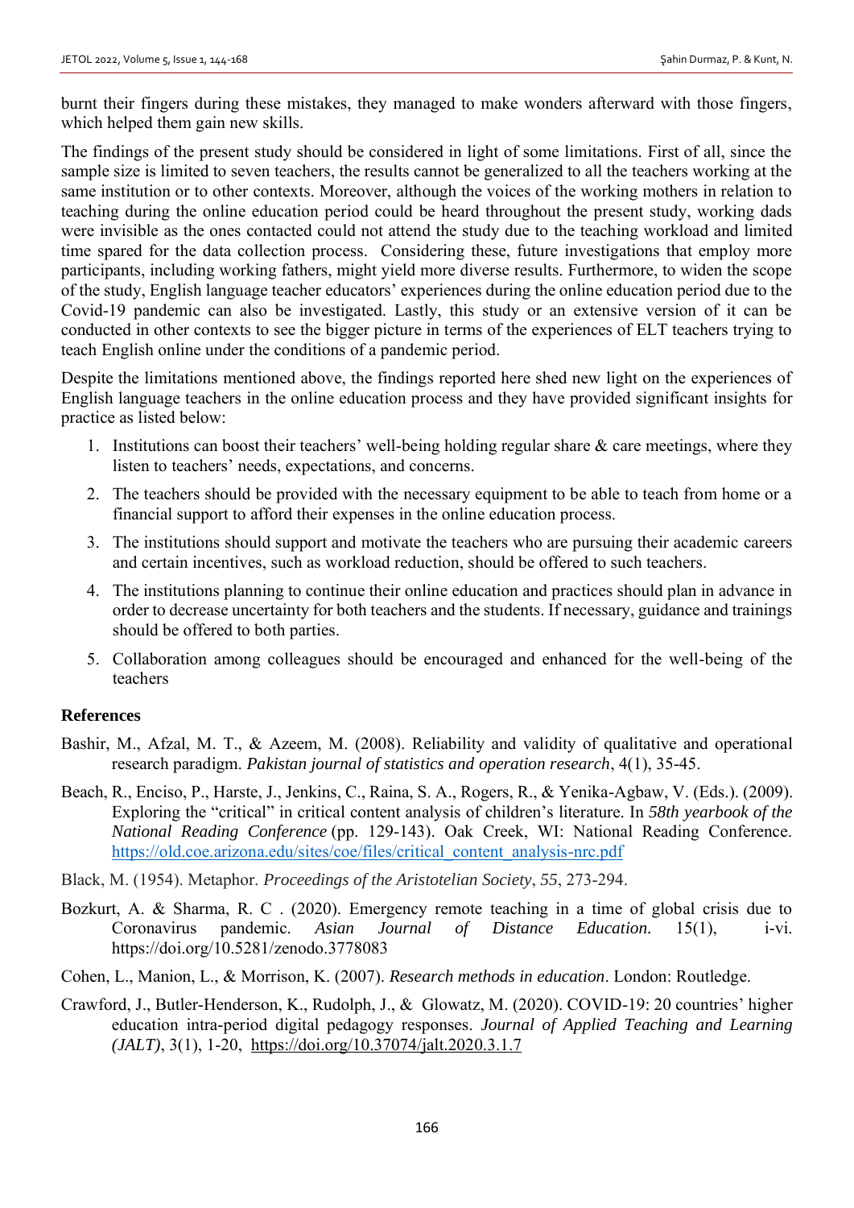burnt their fingers during these mistakes, they managed to make wonders afterward with those fingers, which helped them gain new skills.

The findings of the present study should be considered in light of some limitations. First of all, since the sample size is limited to seven teachers, the results cannot be generalized to all the teachers working at the same institution or to other contexts. Moreover, although the voices of the working mothers in relation to teaching during the online education period could be heard throughout the present study, working dads were invisible as the ones contacted could not attend the study due to the teaching workload and limited time spared for the data collection process. Considering these, future investigations that employ more participants, including working fathers, might yield more diverse results. Furthermore, to widen the scope of the study, English language teacher educators' experiences during the online education period due to the Covid-19 pandemic can also be investigated. Lastly, this study or an extensive version of it can be conducted in other contexts to see the bigger picture in terms of the experiences of ELT teachers trying to teach English online under the conditions of a pandemic period.

Despite the limitations mentioned above, the findings reported here shed new light on the experiences of English language teachers in the online education process and they have provided significant insights for practice as listed below:

1. Institutions can boost their teachers' well-being holding regular share & care meetings, where they listen to teachers' needs, expectations, and concerns.
2. The teachers should be provided with the necessary equipment to be able to teach from home or a financial support to afford their expenses in the online education process.
3. The institutions should support and motivate the teachers who are pursuing their academic careers and certain incentives, such as workload reduction, should be offered to such teachers.
4. The institutions planning to continue their online education and practices should plan in advance in order to decrease uncertainty for both teachers and the students. If necessary, guidance and trainings should be offered to both parties.
5. Collaboration among colleagues should be encouraged and enhanced for the well-being of the teachers

## References

Bashir, M., Afzal, M. T., & Azeem, M. (2008). Reliability and validity of qualitative and operational research paradigm. *Pakistan journal of statistics and operation research*, 4(1), 35-45.

Beach, R., Enciso, P., Harste, J., Jenkins, C., Raina, S. A., Rogers, R., & Yenika-Agbaw, V. (Eds.). (2009). Exploring the "critical" in critical content analysis of children's literature. In *58th yearbook of the National Reading Conference* (pp. 129-143). Oak Creek, WI: National Reading Conference. https://old.coe.arizona.edu/sites/coe/files/critical_content_analysis-nrc.pdf

Black, M. (1954). Metaphor. *Proceedings of the Aristotelian Society*, *55*, 273-294.

Bozkurt, A. & Sharma, R. C . (2020). Emergency remote teaching in a time of global crisis due to Coronavirus pandemic. *Asian Journal of Distance Education*. 15(1), i-vi. https://doi.org/10.5281/zenodo.3778083

Cohen, L., Manion, L., & Morrison, K. (2007). *Research methods in education*. London: Routledge.

Crawford, J., Butler-Henderson, K., Rudolph, J., & Glowatz, M. (2020). COVID-19: 20 countries' higher education intra-period digital pedagogy responses. *Journal of Applied Teaching and Learning (JALT)*, 3(1), 1-20, https://doi.org/10.37074/jalt.2020.3.1.7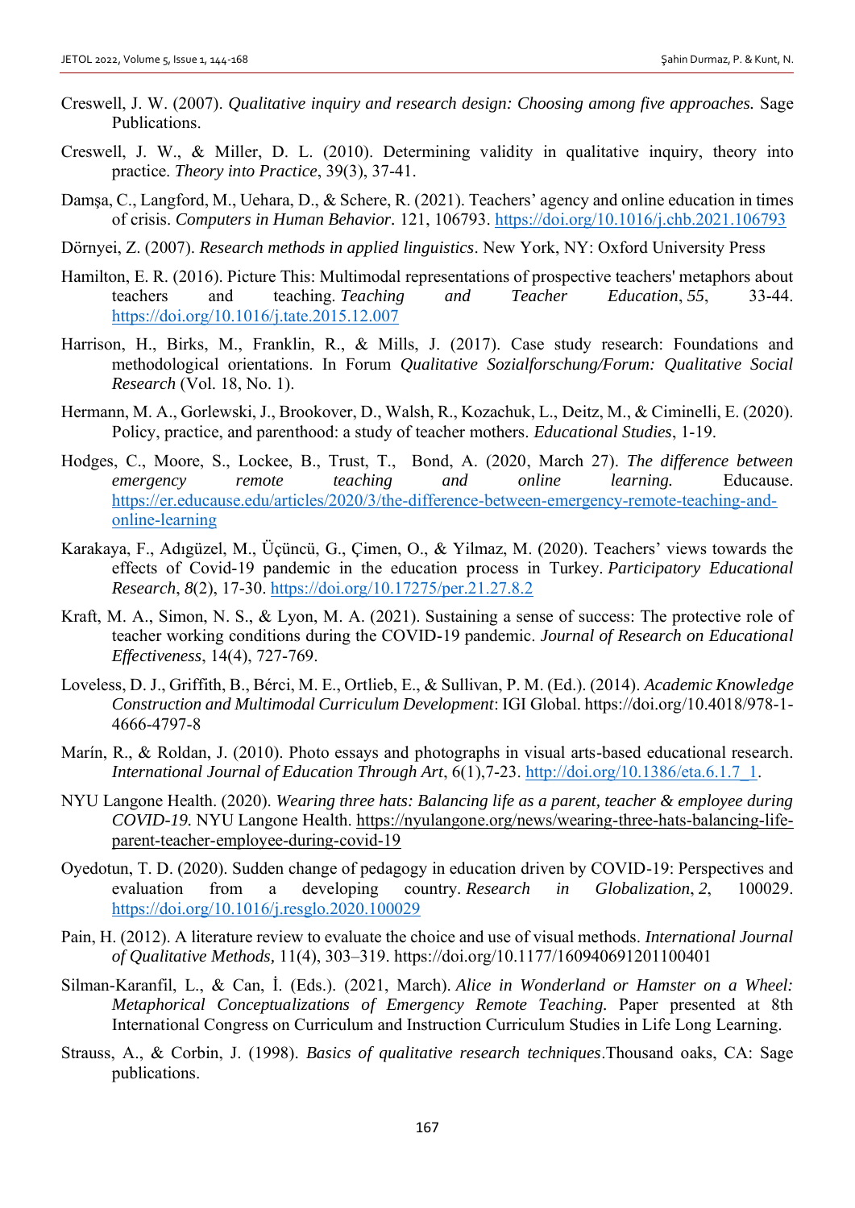Creswell, J. W. (2007). *Qualitative inquiry and research design: Choosing among five approaches.* Sage Publications.

Creswell, J. W., & Miller, D. L. (2010). Determining validity in qualitative inquiry, theory into practice. *Theory into Practice*, 39(3), 37-41.

Damşa, C., Langford, M., Uehara, D., & Schere, R. (2021). Teachers' agency and online education in times of crisis. *Computers in Human Behavior*. 121, 106793. https://doi.org/10.1016/j.chb.2021.106793

Dörnyei, Z. (2007). *Research methods in applied linguistics*. New York, NY: Oxford University Press

Hamilton, E. R. (2016). Picture This: Multimodal representations of prospective teachers' metaphors about teachers and teaching. *Teaching and Teacher Education*, *55*, 33-44. https://doi.org/10.1016/j.tate.2015.12.007

Harrison, H., Birks, M., Franklin, R., & Mills, J. (2017). Case study research: Foundations and methodological orientations. In Forum *Qualitative Sozialforschung/Forum: Qualitative Social Research* (Vol. 18, No. 1).

Hermann, M. A., Gorlewski, J., Brookover, D., Walsh, R., Kozachuk, L., Deitz, M., & Ciminelli, E. (2020). Policy, practice, and parenthood: a study of teacher mothers. *Educational Studies*, 1-19.

Hodges, C., Moore, S., Lockee, B., Trust, T., Bond, A. (2020, March 27). *The difference between emergency remote teaching and online learning.* Educause. https://er.educause.edu/articles/2020/3/the-difference-between-emergency-remote-teaching-and-online-learning

Karakaya, F., Adıgüzel, M., Üçüncü, G., Çimen, O., & Yilmaz, M. (2020). Teachers' views towards the effects of Covid-19 pandemic in the education process in Turkey. *Participatory Educational Research*, *8*(2), 17-30. https://doi.org/10.17275/per.21.27.8.2

Kraft, M. A., Simon, N. S., & Lyon, M. A. (2021). Sustaining a sense of success: The protective role of teacher working conditions during the COVID-19 pandemic. *Journal of Research on Educational Effectiveness*, 14(4), 727-769.

Loveless, D. J., Griffith, B., Bérci, M. E., Ortlieb, E., & Sullivan, P. M. (Ed.). (2014). *Academic Knowledge Construction and Multimodal Curriculum Development*: IGI Global. https://doi.org/10.4018/978-1-4666-4797-8

Marín, R., & Roldan, J. (2010). Photo essays and photographs in visual arts-based educational research. *International Journal of Education Through Art*, 6(1),7-23. http://doi.org/10.1386/eta.6.1.7_1.

NYU Langone Health. (2020). *Wearing three hats: Balancing life as a parent, teacher & employee during COVID-19.* NYU Langone Health. https://nyulangone.org/news/wearing-three-hats-balancing-life-parent-teacher-employee-during-covid-19

Oyedotun, T. D. (2020). Sudden change of pedagogy in education driven by COVID-19: Perspectives and evaluation from a developing country. *Research in Globalization*, *2*, 100029. https://doi.org/10.1016/j.resglo.2020.100029

Pain, H. (2012). A literature review to evaluate the choice and use of visual methods. *International Journal of Qualitative Methods,* 11(4), 303–319. https://doi.org/10.1177/160940691201100401

Silman-Karanfil, L., & Can, İ. (Eds.). (2021, March). *Alice in Wonderland or Hamster on a Wheel: Metaphorical Conceptualizations of Emergency Remote Teaching.* Paper presented at 8th International Congress on Curriculum and Instruction Curriculum Studies in Life Long Learning.

Strauss, A., & Corbin, J. (1998). *Basics of qualitative research techniques*.Thousand oaks, CA: Sage publications.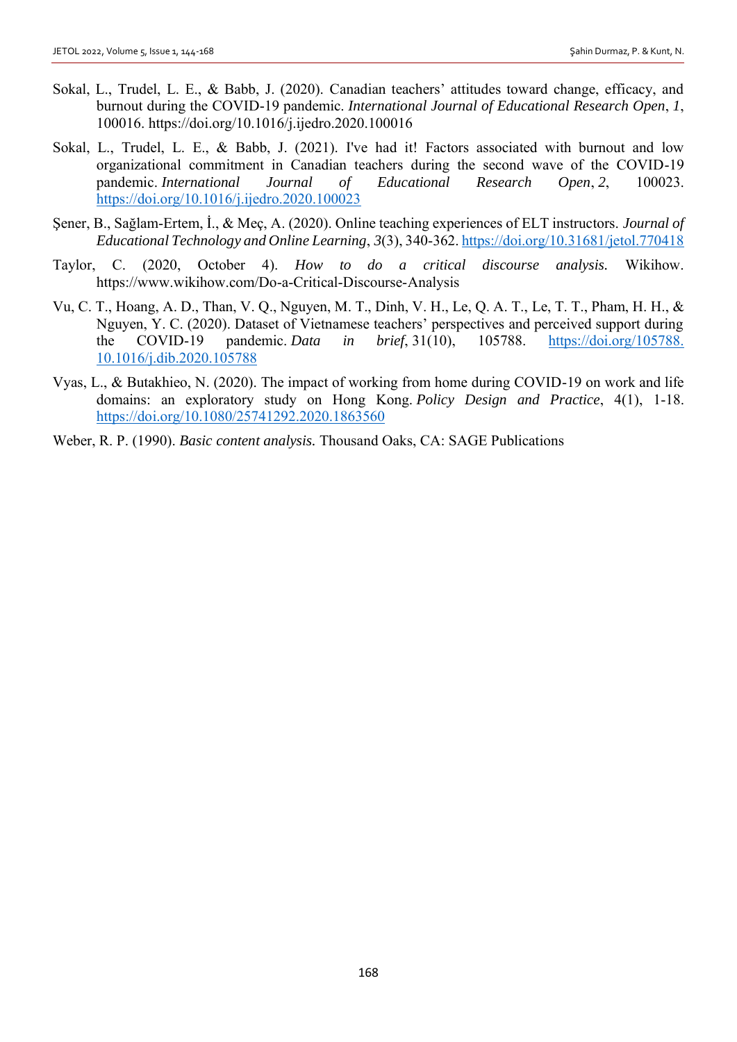Sokal, L., Trudel, L. E., & Babb, J. (2020). Canadian teachers' attitudes toward change, efficacy, and burnout during the COVID-19 pandemic. *International Journal of Educational Research Open*, *1*, 100016. https://doi.org/10.1016/j.ijedro.2020.100016

Sokal, L., Trudel, L. E., & Babb, J. (2021). I've had it! Factors associated with burnout and low organizational commitment in Canadian teachers during the second wave of the COVID-19 pandemic. *International Journal of Educational Research Open*, *2*, 100023. https://doi.org/10.1016/j.ijedro.2020.100023

Şener, B., Sağlam-Ertem, İ., & Meç, A. (2020). Online teaching experiences of ELT instructors. *Journal of Educational Technology and Online Learning*, *3*(3), 340-362. https://doi.org/10.31681/jetol.770418

Taylor, C. (2020, October 4). *How to do a critical discourse analysis.* Wikihow. https://www.wikihow.com/Do-a-Critical-Discourse-Analysis

Vu, C. T., Hoang, A. D., Than, V. Q., Nguyen, M. T., Dinh, V. H., Le, Q. A. T., Le, T. T., Pham, H. H., & Nguyen, Y. C. (2020). Dataset of Vietnamese teachers' perspectives and perceived support during the COVID-19 pandemic. *Data in brief*, 31(10), 105788. https://doi.org/105788.10.1016/j.dib.2020.105788

Vyas, L., & Butakhieo, N. (2020). The impact of working from home during COVID-19 on work and life domains: an exploratory study on Hong Kong. *Policy Design and Practice*, 4(1), 1-18. https://doi.org/10.1080/25741292.2020.1863560

Weber, R. P. (1990). *Basic content analysis.* Thousand Oaks, CA: SAGE Publications